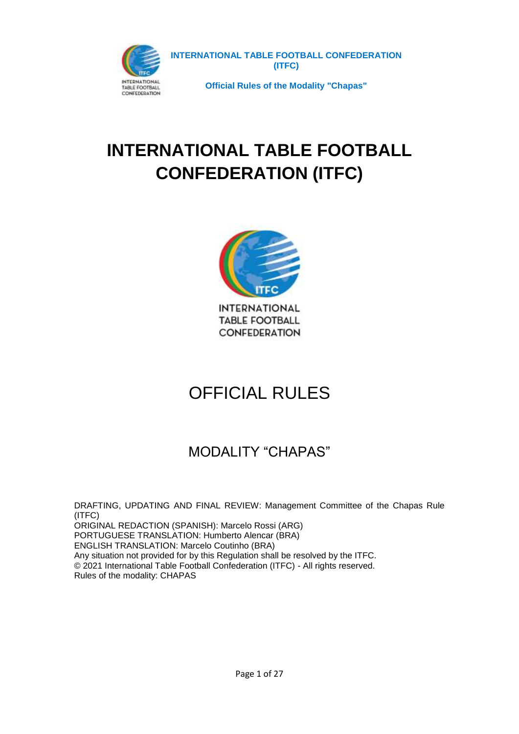INTERNATIONAL TABLE FOOTBALL CONFEDERATION (ITFC)

Official Rules of the Modality "Chapas"

# INTERNATIONAL TABLE FOOTBALL CONFEDERATION (ITFC)

INTERNATIONAL TABLE FOOTBALL CONFEDERATION

# OFFICIAL RULES

## MODALITY "CHAPAS"

DRAFTING, UPDATING AND FINAL REVIEW: Management Committee of the Chapas Rule (ITFC)
ORIGINAL REDACTION (SPANISH): Marcelo Rossi (ARG)
PORTUGUESE TRANSLATION: Humberto Alencar (BRA)
ENGLISH TRANSLATION: Marcelo Coutinho (BRA)
Any situation not provided for by this Regulation shall be resolved by the ITFC.
© 2021 International Table Football Confederation (ITFC) - All rights reserved.
Rules of the modality: CHAPAS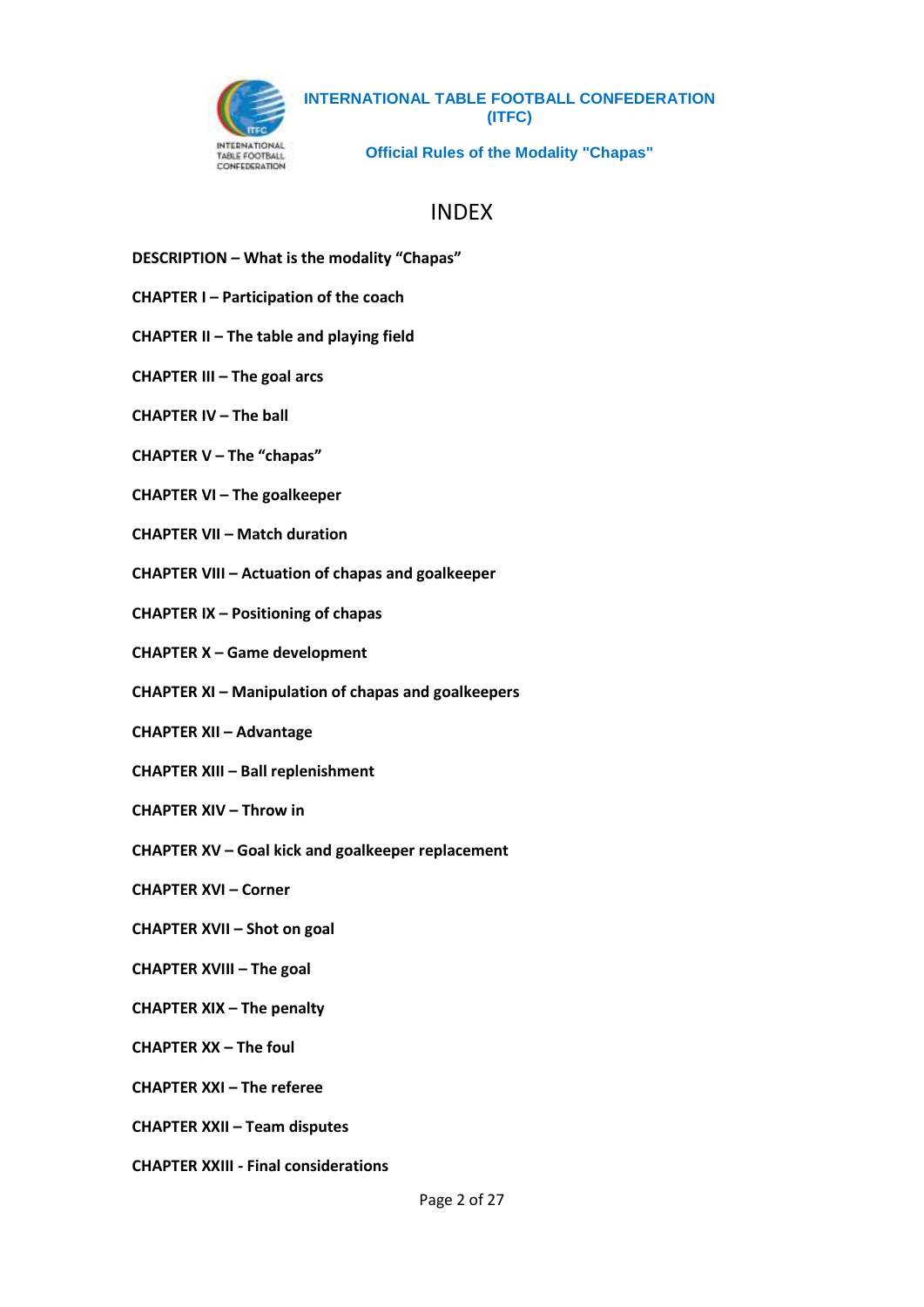**INTERNATIONAL TABLE FOOTBALL CONFEDERATION (ITFC)**

**Official Rules of the Modality "Chapas"**

# INDEX

**DESCRIPTION – What is the modality "Chapas"**

**CHAPTER I – Participation of the coach**

**CHAPTER II – The table and playing field**

**CHAPTER III – The goal arcs**

**CHAPTER IV – The ball**

**CHAPTER V – The "chapas"**

**CHAPTER VI – The goalkeeper**

**CHAPTER VII – Match duration**

**CHAPTER VIII – Actuation of chapas and goalkeeper**

**CHAPTER IX – Positioning of chapas**

**CHAPTER X – Game development**

**CHAPTER XI – Manipulation of chapas and goalkeepers**

**CHAPTER XII – Advantage**

**CHAPTER XIII – Ball replenishment**

**CHAPTER XIV – Throw in**

**CHAPTER XV – Goal kick and goalkeeper replacement**

**CHAPTER XVI – Corner**

**CHAPTER XVII – Shot on goal**

**CHAPTER XVIII – The goal**

**CHAPTER XIX – The penalty**

**CHAPTER XX – The foul**

**CHAPTER XXI – The referee**

**CHAPTER XXII – Team disputes**

**CHAPTER XXIII - Final considerations**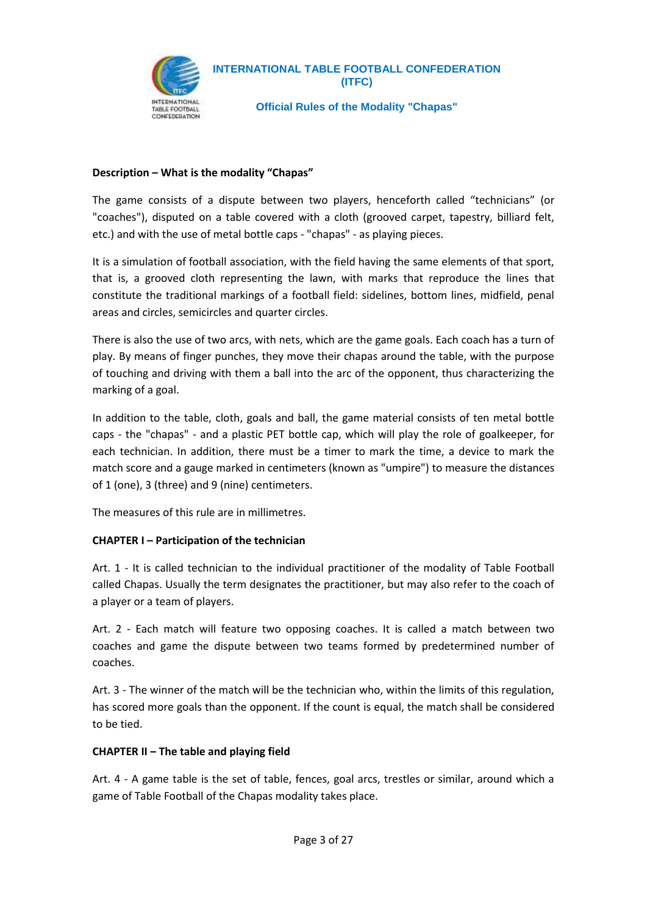**INTERNATIONAL TABLE FOOTBALL CONFEDERATION (ITFC)**

**Official Rules of the Modality "Chapas"**

**Description – What is the modality "Chapas"**

The game consists of a dispute between two players, henceforth called "technicians" (or "coaches"), disputed on a table covered with a cloth (grooved carpet, tapestry, billiard felt, etc.) and with the use of metal bottle caps - "chapas" - as playing pieces.

It is a simulation of football association, with the field having the same elements of that sport, that is, a grooved cloth representing the lawn, with marks that reproduce the lines that constitute the traditional markings of a football field: sidelines, bottom lines, midfield, penal areas and circles, semicircles and quarter circles.

There is also the use of two arcs, with nets, which are the game goals. Each coach has a turn of play. By means of finger punches, they move their chapas around the table, with the purpose of touching and driving with them a ball into the arc of the opponent, thus characterizing the marking of a goal.

In addition to the table, cloth, goals and ball, the game material consists of ten metal bottle caps - the "chapas" - and a plastic PET bottle cap, which will play the role of goalkeeper, for each technician. In addition, there must be a timer to mark the time, a device to mark the match score and a gauge marked in centimeters (known as "umpire") to measure the distances of 1 (one), 3 (three) and 9 (nine) centimeters.

The measures of this rule are in millimetres.

**CHAPTER I – Participation of the technician**

Art. 1 - It is called technician to the individual practitioner of the modality of Table Football called Chapas. Usually the term designates the practitioner, but may also refer to the coach of a player or a team of players.

Art. 2 - Each match will feature two opposing coaches. It is called a match between two coaches and game the dispute between two teams formed by predetermined number of coaches.

Art. 3 - The winner of the match will be the technician who, within the limits of this regulation, has scored more goals than the opponent. If the count is equal, the match shall be considered to be tied.

**CHAPTER II – The table and playing field**

Art. 4 - A game table is the set of table, fences, goal arcs, trestles or similar, around which a game of Table Football of the Chapas modality takes place.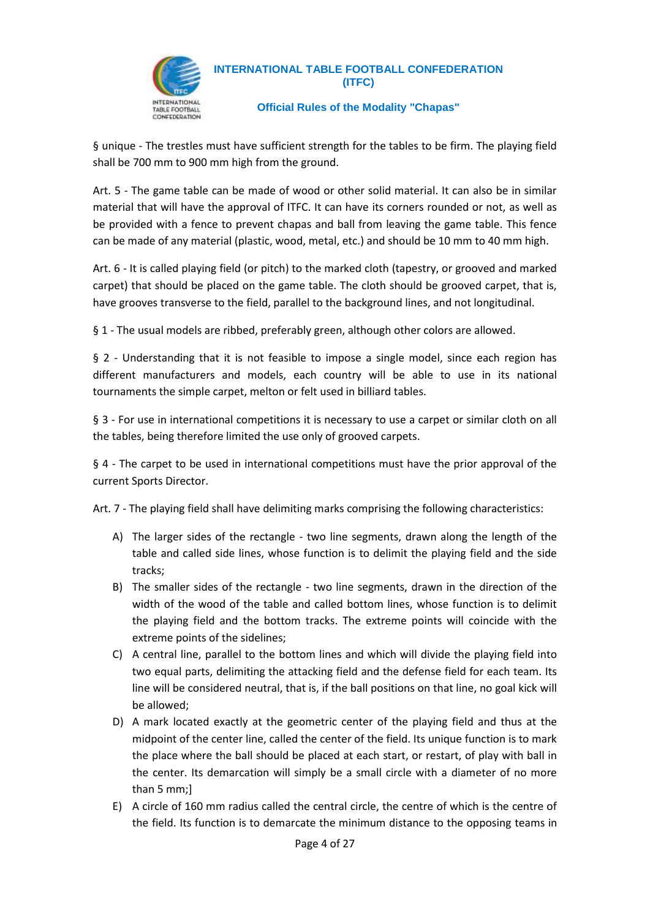§ unique - The trestles must have sufficient strength for the tables to be firm. The playing field shall be 700 mm to 900 mm high from the ground.

Art. 5 - The game table can be made of wood or other solid material. It can also be in similar material that will have the approval of ITFC. It can have its corners rounded or not, as well as be provided with a fence to prevent chapas and ball from leaving the game table. This fence can be made of any material (plastic, wood, metal, etc.) and should be 10 mm to 40 mm high.

Art. 6 - It is called playing field (or pitch) to the marked cloth (tapestry, or grooved and marked carpet) that should be placed on the game table. The cloth should be grooved carpet, that is, have grooves transverse to the field, parallel to the background lines, and not longitudinal.

§ 1 - The usual models are ribbed, preferably green, although other colors are allowed.

§ 2 - Understanding that it is not feasible to impose a single model, since each region has different manufacturers and models, each country will be able to use in its national tournaments the simple carpet, melton or felt used in billiard tables.

§ 3 - For use in international competitions it is necessary to use a carpet or similar cloth on all the tables, being therefore limited the use only of grooved carpets.

§ 4 - The carpet to be used in international competitions must have the prior approval of the current Sports Director.

Art. 7 - The playing field shall have delimiting marks comprising the following characteristics:

A) The larger sides of the rectangle - two line segments, drawn along the length of the table and called side lines, whose function is to delimit the playing field and the side tracks;
B) The smaller sides of the rectangle - two line segments, drawn in the direction of the width of the wood of the table and called bottom lines, whose function is to delimit the playing field and the bottom tracks. The extreme points will coincide with the extreme points of the sidelines;
C) A central line, parallel to the bottom lines and which will divide the playing field into two equal parts, delimiting the attacking field and the defense field for each team. Its line will be considered neutral, that is, if the ball positions on that line, no goal kick will be allowed;
D) A mark located exactly at the geometric center of the playing field and thus at the midpoint of the center line, called the center of the field. Its unique function is to mark the place where the ball should be placed at each start, or restart, of play with ball in the center. Its demarcation will simply be a small circle with a diameter of no more than 5 mm;]
E) A circle of 160 mm radius called the central circle, the centre of which is the centre of the field. Its function is to demarcate the minimum distance to the opposing teams in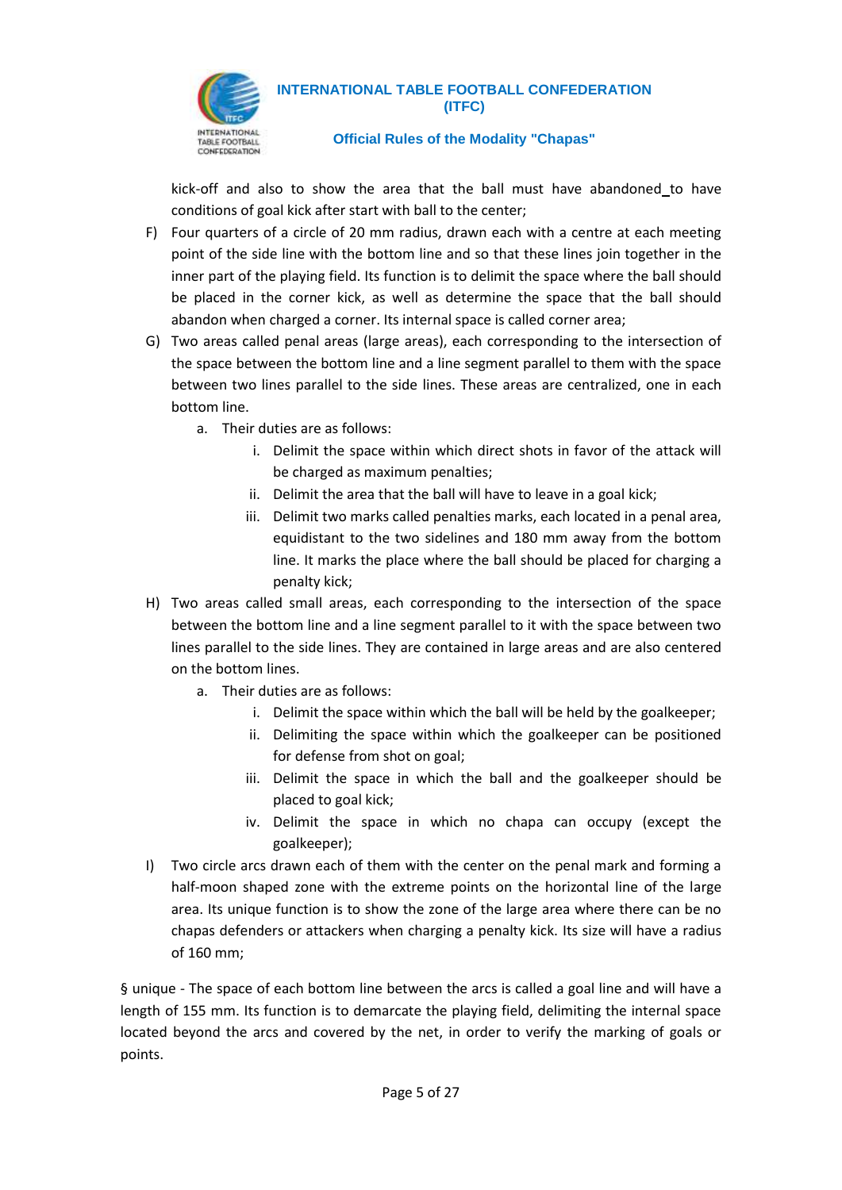kick-off and also to show the area that the ball must have abandoned_to have conditions of goal kick after start with ball to the center;

F) Four quarters of a circle of 20 mm radius, drawn each with a centre at each meeting point of the side line with the bottom line and so that these lines join together in the inner part of the playing field. Its function is to delimit the space where the ball should be placed in the corner kick, as well as determine the space that the ball should abandon when charged a corner. Its internal space is called corner area;

G) Two areas called penal areas (large areas), each corresponding to the intersection of the space between the bottom line and a line segment parallel to them with the space between two lines parallel to the side lines. These areas are centralized, one in each bottom line.

   a. Their duties are as follows:

      i. Delimit the space within which direct shots in favor of the attack will be charged as maximum penalties;

      ii. Delimit the area that the ball will have to leave in a goal kick;

      iii. Delimit two marks called penalties marks, each located in a penal area, equidistant to the two sidelines and 180 mm away from the bottom line. It marks the place where the ball should be placed for charging a penalty kick;

H) Two areas called small areas, each corresponding to the intersection of the space between the bottom line and a line segment parallel to it with the space between two lines parallel to the side lines. They are contained in large areas and are also centered on the bottom lines.

   a. Their duties are as follows:

      i. Delimit the space within which the ball will be held by the goalkeeper;

      ii. Delimiting the space within which the goalkeeper can be positioned for defense from shot on goal;

      iii. Delimit the space in which the ball and the goalkeeper should be placed to goal kick;

      iv. Delimit the space in which no chapa can occupy (except the goalkeeper);

I) Two circle arcs drawn each of them with the center on the penal mark and forming a half-moon shaped zone with the extreme points on the horizontal line of the large area. Its unique function is to show the zone of the large area where there can be no chapas defenders or attackers when charging a penalty kick. Its size will have a radius of 160 mm;

§ unique - The space of each bottom line between the arcs is called a goal line and will have a length of 155 mm. Its function is to demarcate the playing field, delimiting the internal space located beyond the arcs and covered by the net, in order to verify the marking of goals or points.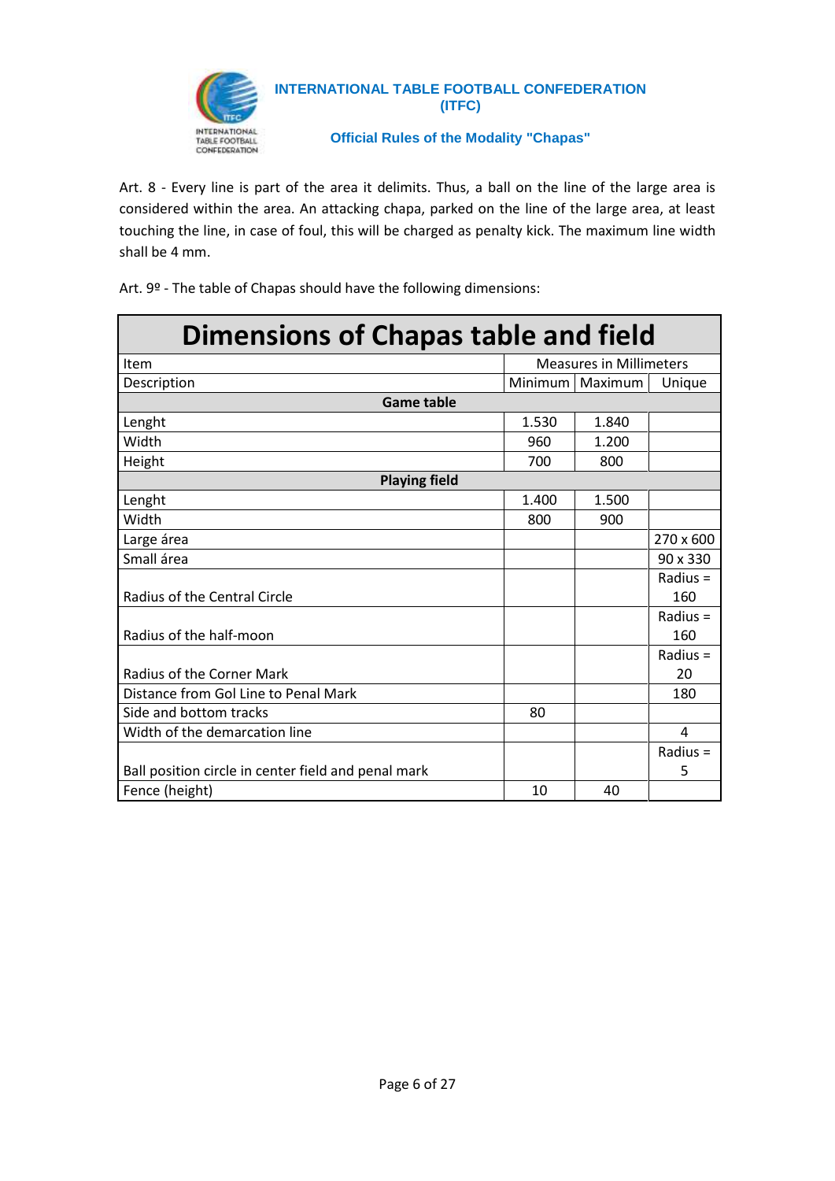Art. 8 - Every line is part of the area it delimits. Thus, a ball on the line of the large area is considered within the area. An attacking chapa, parked on the line of the large area, at least touching the line, in case of foul, this will be charged as penalty kick. The maximum line width shall be 4 mm.

Art. 9º - The table of Chapas should have the following dimensions:

| Dimensions of Chapas table and field | | | |
|---|---|---|---|
| Item | Measures in Millimeters | | |
| Description | Minimum | Maximum | Unique |
| **Game table** | | | |
| Lenght | 1.530 | 1.840 | |
| Width | 960 | 1.200 | |
| Height | 700 | 800 | |
| **Playing field** | | | |
| Lenght | 1.400 | 1.500 | |
| Width | 800 | 900 | |
| Large área | | | 270 x 600 |
| Small área | | | 90 x 330 |
| Radius of the Central Circle | | | Radius = 160 |
| Radius of the half-moon | | | Radius = 160 |
| Radius of the Corner Mark | | | Radius = 20 |
| Distance from Gol Line to Penal Mark | | | 180 |
| Side and bottom tracks | 80 | | |
| Width of the demarcation line | | | 4 |
| Ball position circle in center field and penal mark | | | Radius = 5 |
| Fence (height) | 10 | 40 | |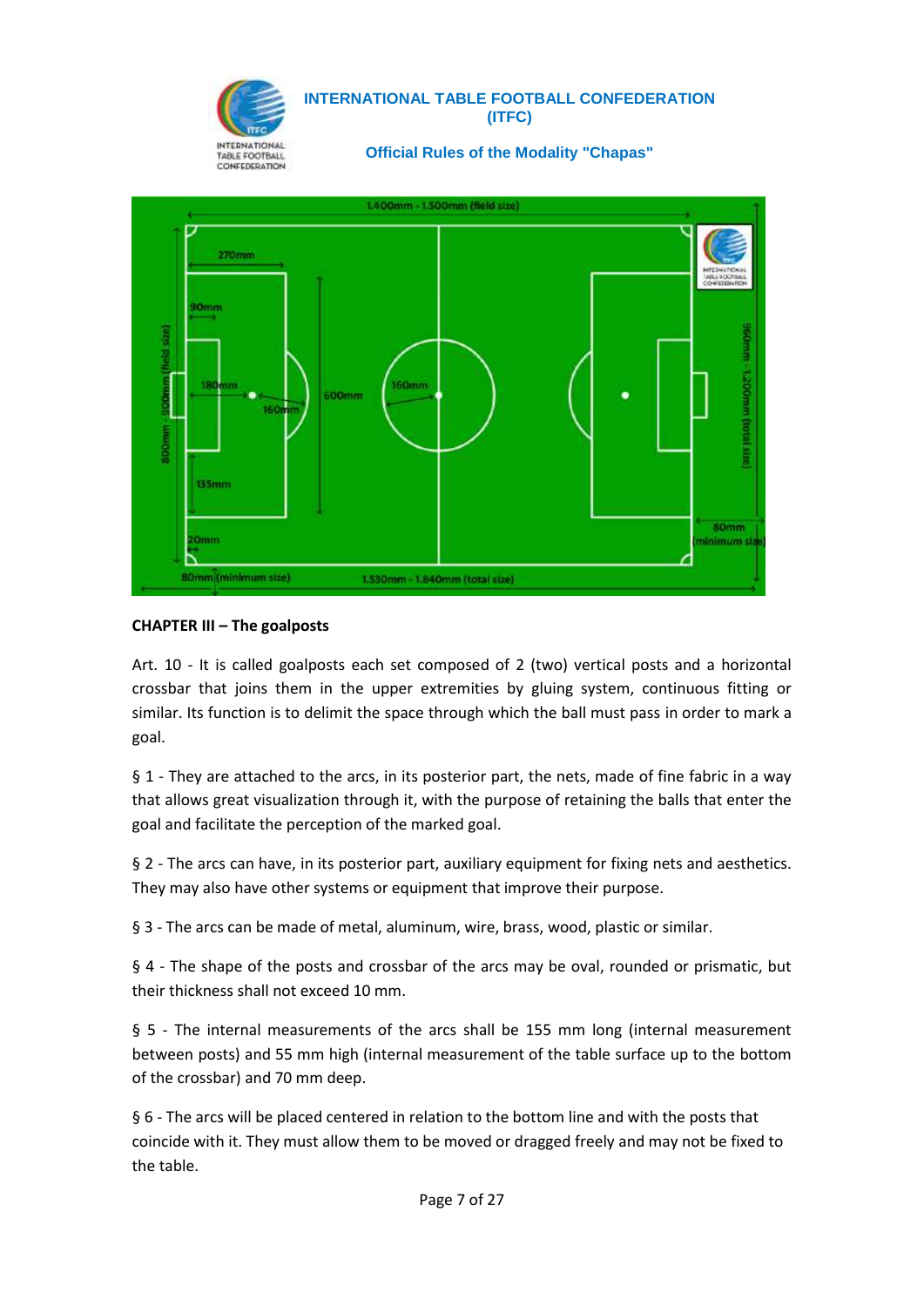## CHAPTER III – The goalposts

Art. 10 - It is called goalposts each set composed of 2 (two) vertical posts and a horizontal crossbar that joins them in the upper extremities by gluing system, continuous fitting or similar. Its function is to delimit the space through which the ball must pass in order to mark a goal.

§ 1 - They are attached to the arcs, in its posterior part, the nets, made of fine fabric in a way that allows great visualization through it, with the purpose of retaining the balls that enter the goal and facilitate the perception of the marked goal.

§ 2 - The arcs can have, in its posterior part, auxiliary equipment for fixing nets and aesthetics. They may also have other systems or equipment that improve their purpose.

§ 3 - The arcs can be made of metal, aluminum, wire, brass, wood, plastic or similar.

§ 4 - The shape of the posts and crossbar of the arcs may be oval, rounded or prismatic, but their thickness shall not exceed 10 mm.

§ 5 - The internal measurements of the arcs shall be 155 mm long (internal measurement between posts) and 55 mm high (internal measurement of the table surface up to the bottom of the crossbar) and 70 mm deep.

§ 6 - The arcs will be placed centered in relation to the bottom line and with the posts that coincide with it. They must allow them to be moved or dragged freely and may not be fixed to the table.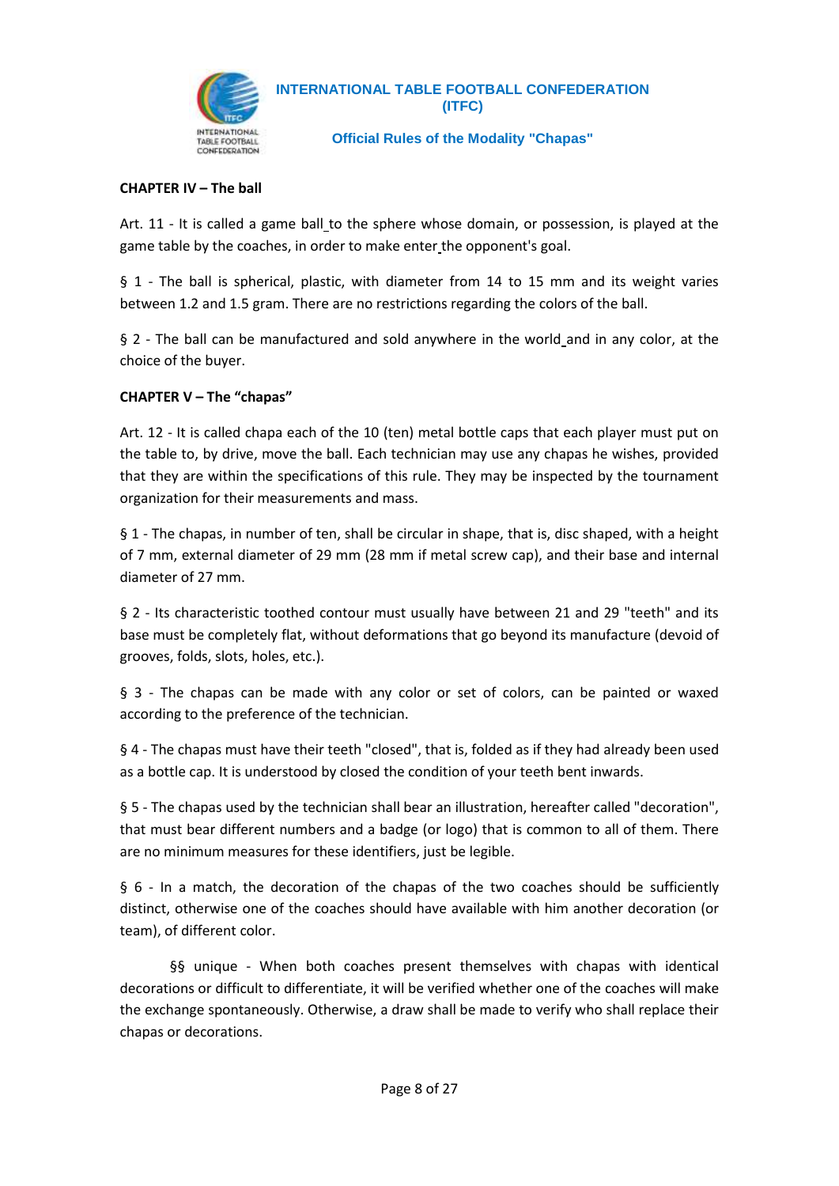**CHAPTER IV – The ball**

Art. 11 - It is called a game ball to the sphere whose domain, or possession, is played at the game table by the coaches, in order to make enter the opponent's goal.

§ 1 - The ball is spherical, plastic, with diameter from 14 to 15 mm and its weight varies between 1.2 and 1.5 gram. There are no restrictions regarding the colors of the ball.

§ 2 - The ball can be manufactured and sold anywhere in the world and in any color, at the choice of the buyer.

**CHAPTER V – The "chapas"**

Art. 12 - It is called chapa each of the 10 (ten) metal bottle caps that each player must put on the table to, by drive, move the ball. Each technician may use any chapas he wishes, provided that they are within the specifications of this rule. They may be inspected by the tournament organization for their measurements and mass.

§ 1 - The chapas, in number of ten, shall be circular in shape, that is, disc shaped, with a height of 7 mm, external diameter of 29 mm (28 mm if metal screw cap), and their base and internal diameter of 27 mm.

§ 2 - Its characteristic toothed contour must usually have between 21 and 29 "teeth" and its base must be completely flat, without deformations that go beyond its manufacture (devoid of grooves, folds, slots, holes, etc.).

§ 3 - The chapas can be made with any color or set of colors, can be painted or waxed according to the preference of the technician.

§ 4 - The chapas must have their teeth "closed", that is, folded as if they had already been used as a bottle cap. It is understood by closed the condition of your teeth bent inwards.

§ 5 - The chapas used by the technician shall bear an illustration, hereafter called "decoration", that must bear different numbers and a badge (or logo) that is common to all of them. There are no minimum measures for these identifiers, just be legible.

§ 6 - In a match, the decoration of the chapas of the two coaches should be sufficiently distinct, otherwise one of the coaches should have available with him another decoration (or team), of different color.

§§ unique - When both coaches present themselves with chapas with identical decorations or difficult to differentiate, it will be verified whether one of the coaches will make the exchange spontaneously. Otherwise, a draw shall be made to verify who shall replace their chapas or decorations.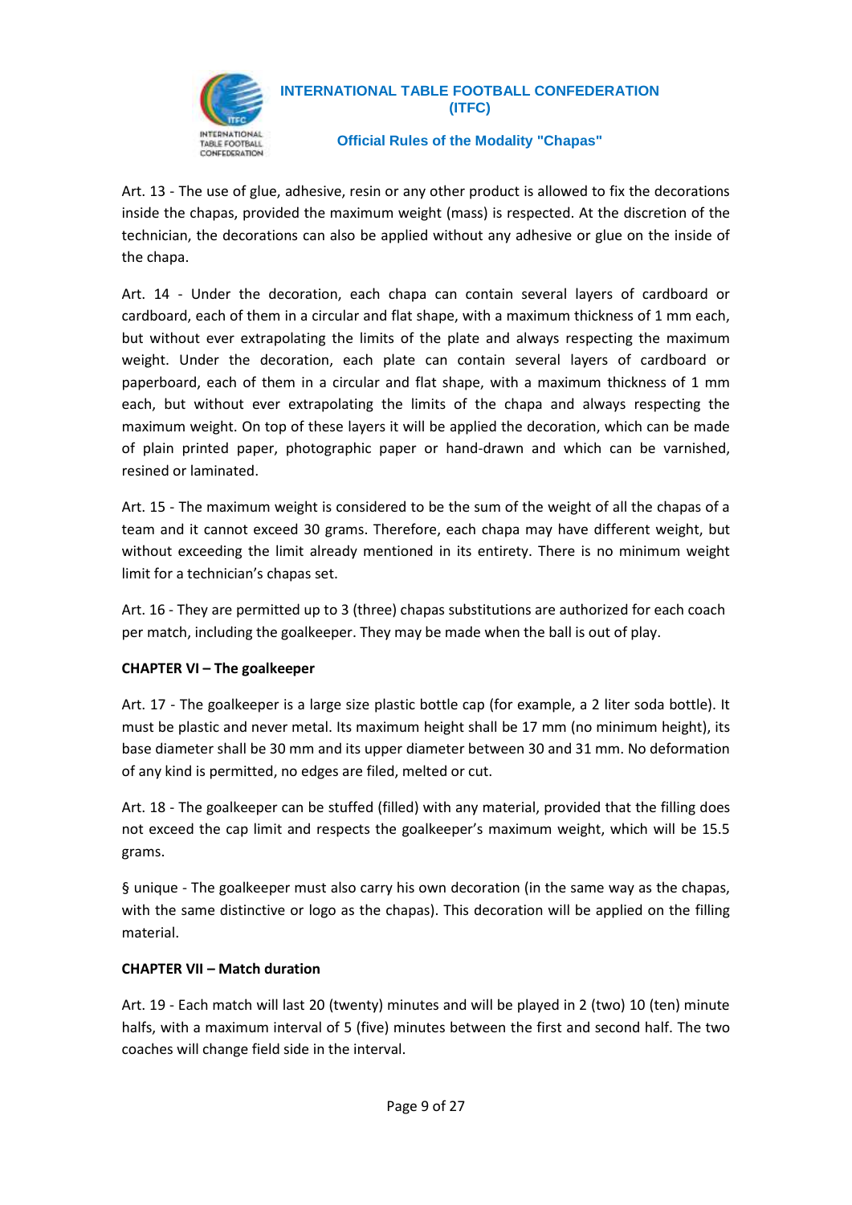Art. 13 - The use of glue, adhesive, resin or any other product is allowed to fix the decorations inside the chapas, provided the maximum weight (mass) is respected. At the discretion of the technician, the decorations can also be applied without any adhesive or glue on the inside of the chapa.

Art. 14 - Under the decoration, each chapa can contain several layers of cardboard or cardboard, each of them in a circular and flat shape, with a maximum thickness of 1 mm each, but without ever extrapolating the limits of the plate and always respecting the maximum weight. Under the decoration, each plate can contain several layers of cardboard or paperboard, each of them in a circular and flat shape, with a maximum thickness of 1 mm each, but without ever extrapolating the limits of the chapa and always respecting the maximum weight. On top of these layers it will be applied the decoration, which can be made of plain printed paper, photographic paper or hand-drawn and which can be varnished, resined or laminated.

Art. 15 - The maximum weight is considered to be the sum of the weight of all the chapas of a team and it cannot exceed 30 grams. Therefore, each chapa may have different weight, but without exceeding the limit already mentioned in its entirety. There is no minimum weight limit for a technician's chapas set.

Art. 16 - They are permitted up to 3 (three) chapas substitutions are authorized for each coach per match, including the goalkeeper. They may be made when the ball is out of play.

**CHAPTER VI – The goalkeeper**

Art. 17 - The goalkeeper is a large size plastic bottle cap (for example, a 2 liter soda bottle). It must be plastic and never metal. Its maximum height shall be 17 mm (no minimum height), its base diameter shall be 30 mm and its upper diameter between 30 and 31 mm. No deformation of any kind is permitted, no edges are filed, melted or cut.

Art. 18 - The goalkeeper can be stuffed (filled) with any material, provided that the filling does not exceed the cap limit and respects the goalkeeper's maximum weight, which will be 15.5 grams.

§ unique - The goalkeeper must also carry his own decoration (in the same way as the chapas, with the same distinctive or logo as the chapas). This decoration will be applied on the filling material.

**CHAPTER VII – Match duration**

Art. 19 - Each match will last 20 (twenty) minutes and will be played in 2 (two) 10 (ten) minute halfs, with a maximum interval of 5 (five) minutes between the first and second half. The two coaches will change field side in the interval.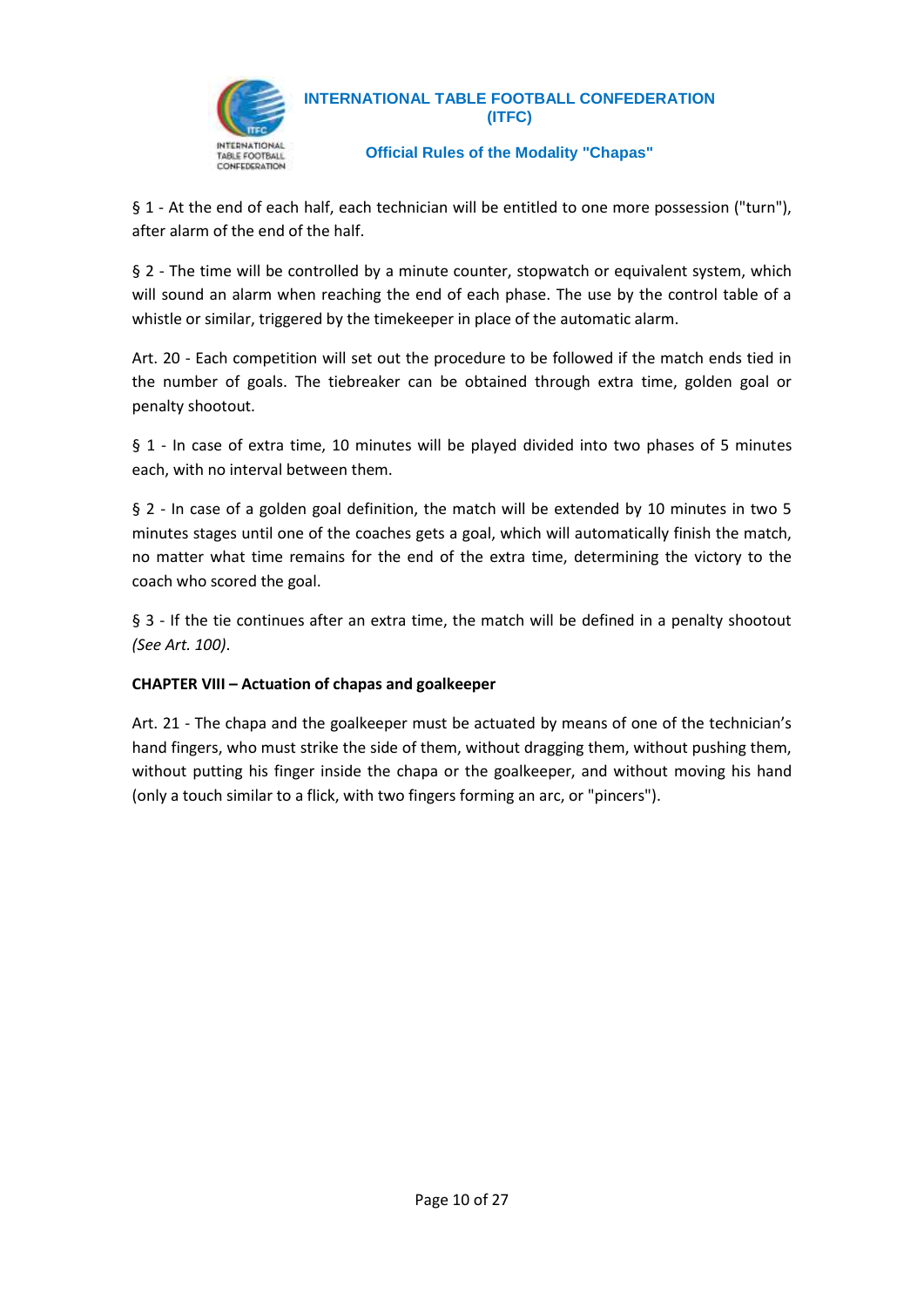§ 1 - At the end of each half, each technician will be entitled to one more possession ("turn"), after alarm of the end of the half.

§ 2 - The time will be controlled by a minute counter, stopwatch or equivalent system, which will sound an alarm when reaching the end of each phase. The use by the control table of a whistle or similar, triggered by the timekeeper in place of the automatic alarm.

Art. 20 - Each competition will set out the procedure to be followed if the match ends tied in the number of goals. The tiebreaker can be obtained through extra time, golden goal or penalty shootout.

§ 1 - In case of extra time, 10 minutes will be played divided into two phases of 5 minutes each, with no interval between them.

§ 2 - In case of a golden goal definition, the match will be extended by 10 minutes in two 5 minutes stages until one of the coaches gets a goal, which will automatically finish the match, no matter what time remains for the end of the extra time, determining the victory to the coach who scored the goal.

§ 3 - If the tie continues after an extra time, the match will be defined in a penalty shootout *(See Art. 100)*.

**CHAPTER VIII – Actuation of chapas and goalkeeper**

Art. 21 - The chapa and the goalkeeper must be actuated by means of one of the technician's hand fingers, who must strike the side of them, without dragging them, without pushing them, without putting his finger inside the chapa or the goalkeeper, and without moving his hand (only a touch similar to a flick, with two fingers forming an arc, or "pincers").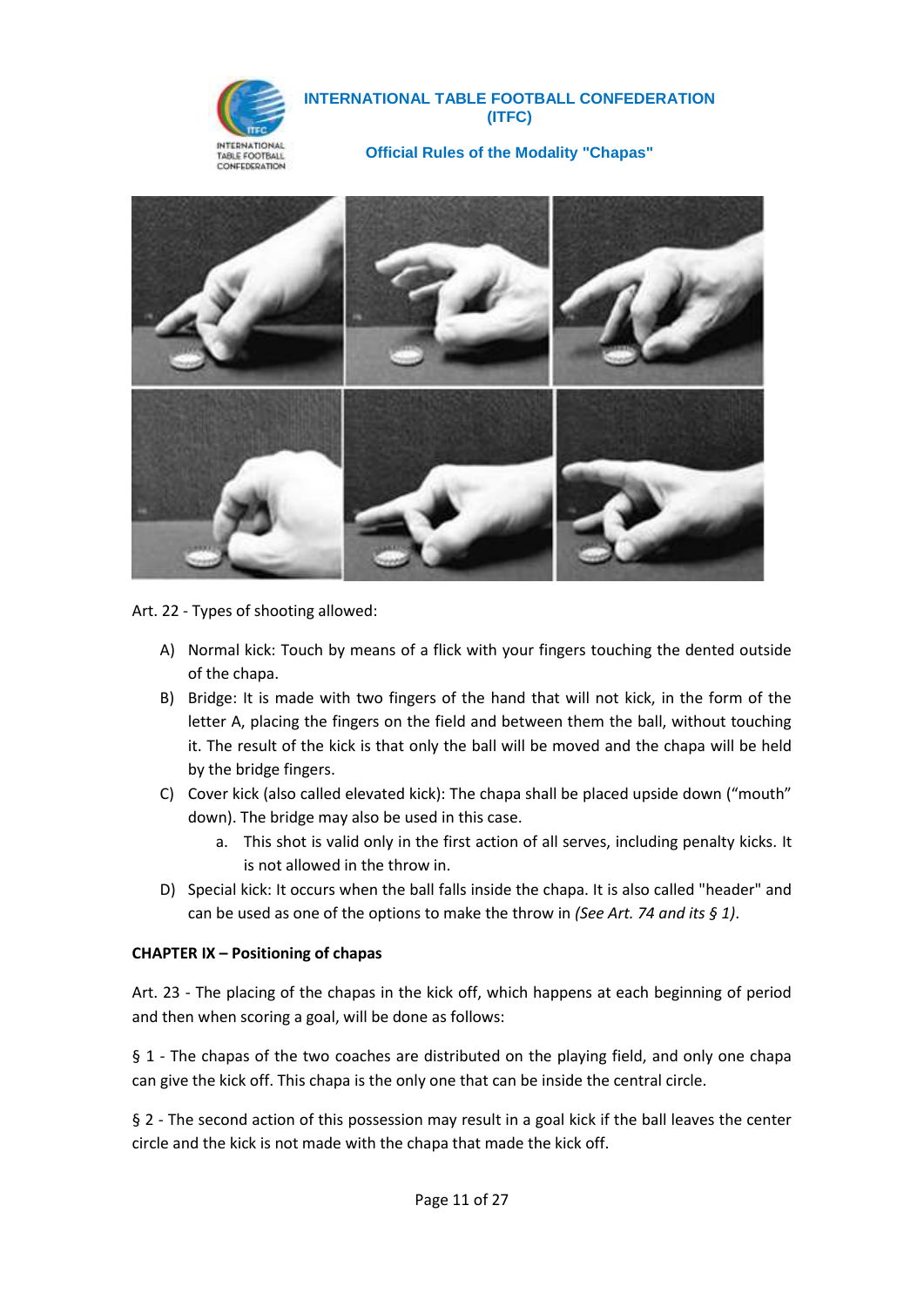Art. 22 - Types of shooting allowed:

A) Normal kick: Touch by means of a flick with your fingers touching the dented outside of the chapa.

B) Bridge: It is made with two fingers of the hand that will not kick, in the form of the letter A, placing the fingers on the field and between them the ball, without touching it. The result of the kick is that only the ball will be moved and the chapa will be held by the bridge fingers.

C) Cover kick (also called elevated kick): The chapa shall be placed upside down (“mouth” down). The bridge may also be used in this case.

    a. This shot is valid only in the first action of all serves, including penalty kicks. It is not allowed in the throw in.

D) Special kick: It occurs when the ball falls inside the chapa. It is also called "header" and can be used as one of the options to make the throw in *(See Art. 74 and its § 1)*.

**CHAPTER IX – Positioning of chapas**

Art. 23 - The placing of the chapas in the kick off, which happens at each beginning of period and then when scoring a goal, will be done as follows:

§ 1 - The chapas of the two coaches are distributed on the playing field, and only one chapa can give the kick off. This chapa is the only one that can be inside the central circle.

§ 2 - The second action of this possession may result in a goal kick if the ball leaves the center circle and the kick is not made with the chapa that made the kick off.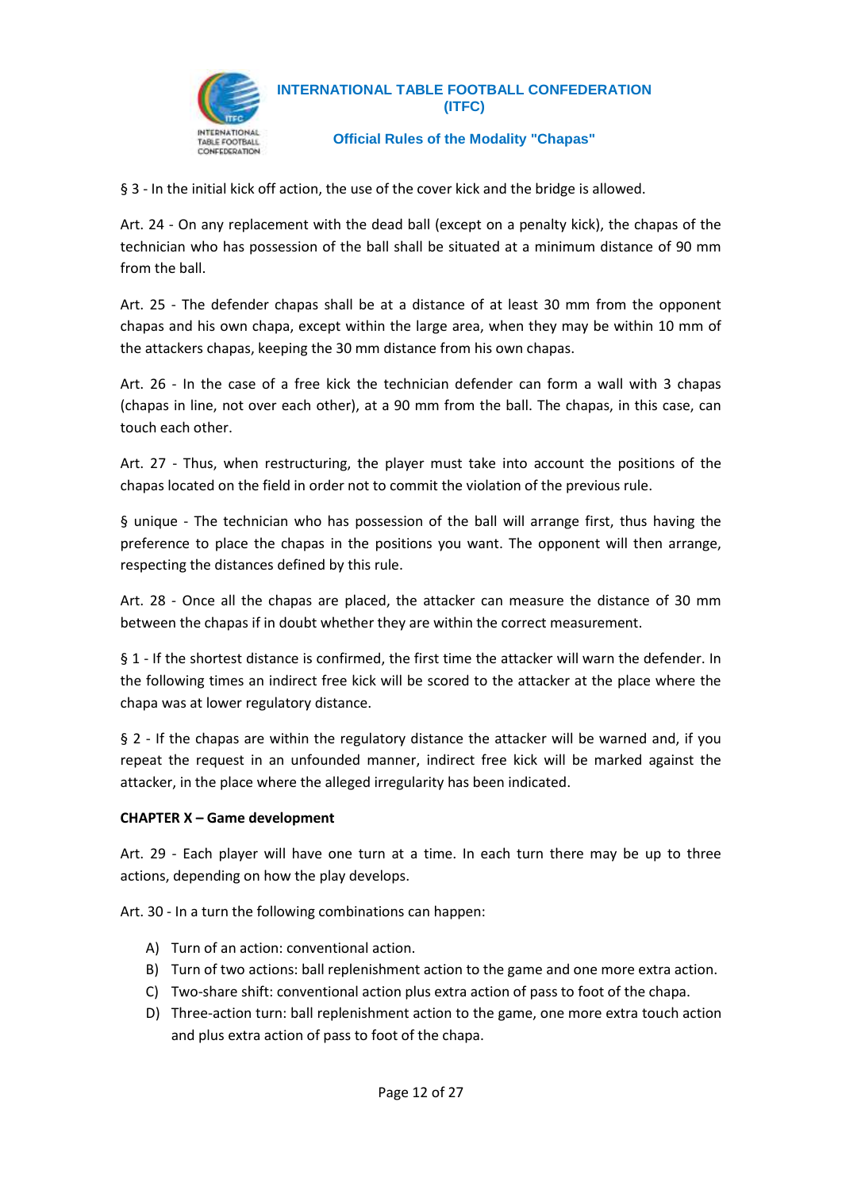§ 3 - In the initial kick off action, the use of the cover kick and the bridge is allowed.

Art. 24 - On any replacement with the dead ball (except on a penalty kick), the chapas of the technician who has possession of the ball shall be situated at a minimum distance of 90 mm from the ball.

Art. 25 - The defender chapas shall be at a distance of at least 30 mm from the opponent chapas and his own chapa, except within the large area, when they may be within 10 mm of the attackers chapas, keeping the 30 mm distance from his own chapas.

Art. 26 - In the case of a free kick the technician defender can form a wall with 3 chapas (chapas in line, not over each other), at a 90 mm from the ball. The chapas, in this case, can touch each other.

Art. 27 - Thus, when restructuring, the player must take into account the positions of the chapas located on the field in order not to commit the violation of the previous rule.

§ unique - The technician who has possession of the ball will arrange first, thus having the preference to place the chapas in the positions you want. The opponent will then arrange, respecting the distances defined by this rule.

Art. 28 - Once all the chapas are placed, the attacker can measure the distance of 30 mm between the chapas if in doubt whether they are within the correct measurement.

§ 1 - If the shortest distance is confirmed, the first time the attacker will warn the defender. In the following times an indirect free kick will be scored to the attacker at the place where the chapa was at lower regulatory distance.

§ 2 - If the chapas are within the regulatory distance the attacker will be warned and, if you repeat the request in an unfounded manner, indirect free kick will be marked against the attacker, in the place where the alleged irregularity has been indicated.

**CHAPTER X – Game development**

Art. 29 - Each player will have one turn at a time. In each turn there may be up to three actions, depending on how the play develops.

Art. 30 - In a turn the following combinations can happen:

A) Turn of an action: conventional action.
B) Turn of two actions: ball replenishment action to the game and one more extra action.
C) Two-share shift: conventional action plus extra action of pass to foot of the chapa.
D) Three-action turn: ball replenishment action to the game, one more extra touch action and plus extra action of pass to foot of the chapa.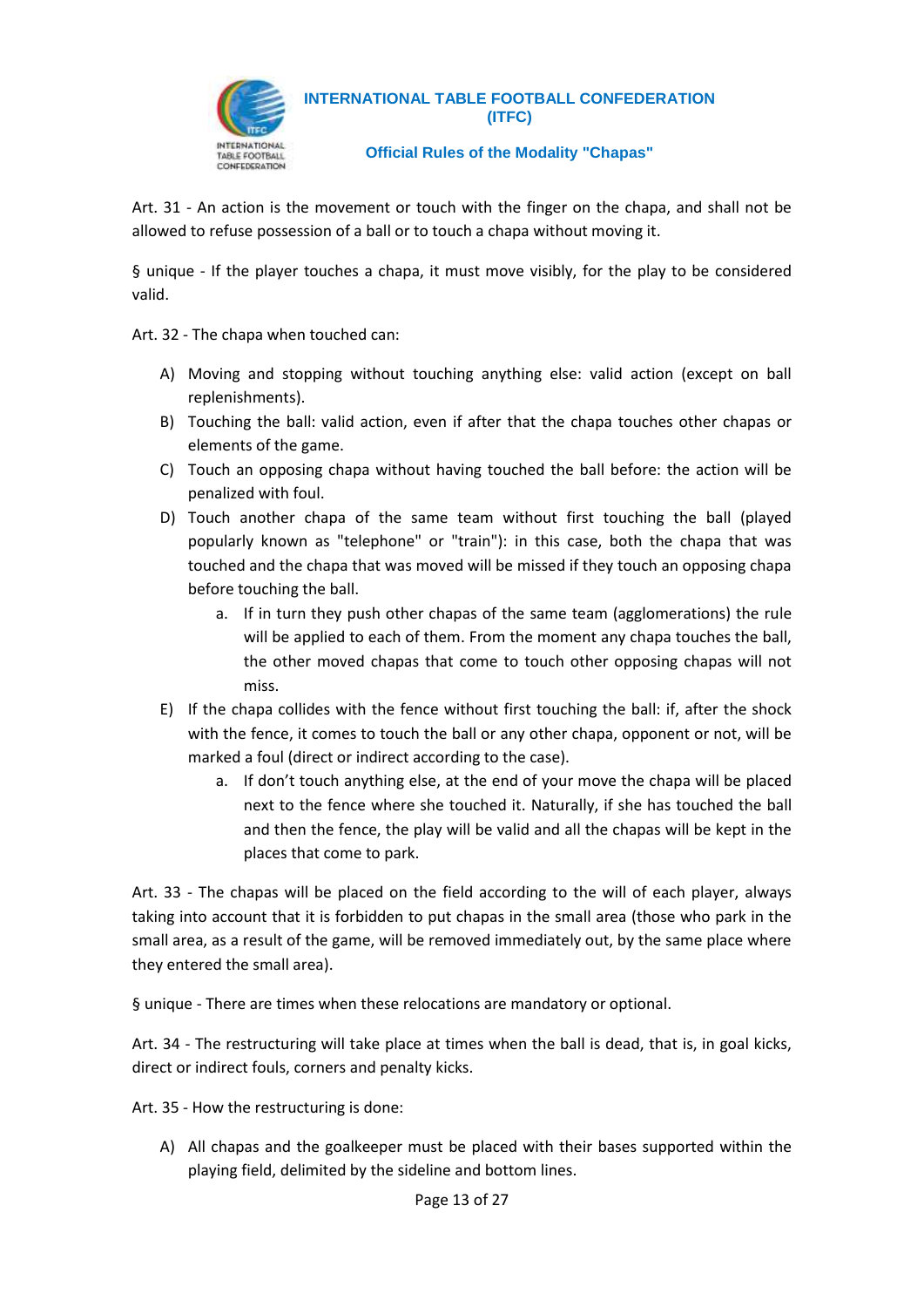Art. 31 - An action is the movement or touch with the finger on the chapa, and shall not be allowed to refuse possession of a ball or to touch a chapa without moving it.

§ unique - If the player touches a chapa, it must move visibly, for the play to be considered valid.

Art. 32 - The chapa when touched can:

A) Moving and stopping without touching anything else: valid action (except on ball replenishments).
B) Touching the ball: valid action, even if after that the chapa touches other chapas or elements of the game.
C) Touch an opposing chapa without having touched the ball before: the action will be penalized with foul.
D) Touch another chapa of the same team without first touching the ball (played popularly known as "telephone" or "train"): in this case, both the chapa that was touched and the chapa that was moved will be missed if they touch an opposing chapa before touching the ball.
    a. If in turn they push other chapas of the same team (agglomerations) the rule will be applied to each of them. From the moment any chapa touches the ball, the other moved chapas that come to touch other opposing chapas will not miss.
E) If the chapa collides with the fence without first touching the ball: if, after the shock with the fence, it comes to touch the ball or any other chapa, opponent or not, will be marked a foul (direct or indirect according to the case).
    a. If don't touch anything else, at the end of your move the chapa will be placed next to the fence where she touched it. Naturally, if she has touched the ball and then the fence, the play will be valid and all the chapas will be kept in the places that come to park.

Art. 33 - The chapas will be placed on the field according to the will of each player, always taking into account that it is forbidden to put chapas in the small area (those who park in the small area, as a result of the game, will be removed immediately out, by the same place where they entered the small area).

§ unique - There are times when these relocations are mandatory or optional.

Art. 34 - The restructuring will take place at times when the ball is dead, that is, in goal kicks, direct or indirect fouls, corners and penalty kicks.

Art. 35 - How the restructuring is done:

A) All chapas and the goalkeeper must be placed with their bases supported within the playing field, delimited by the sideline and bottom lines.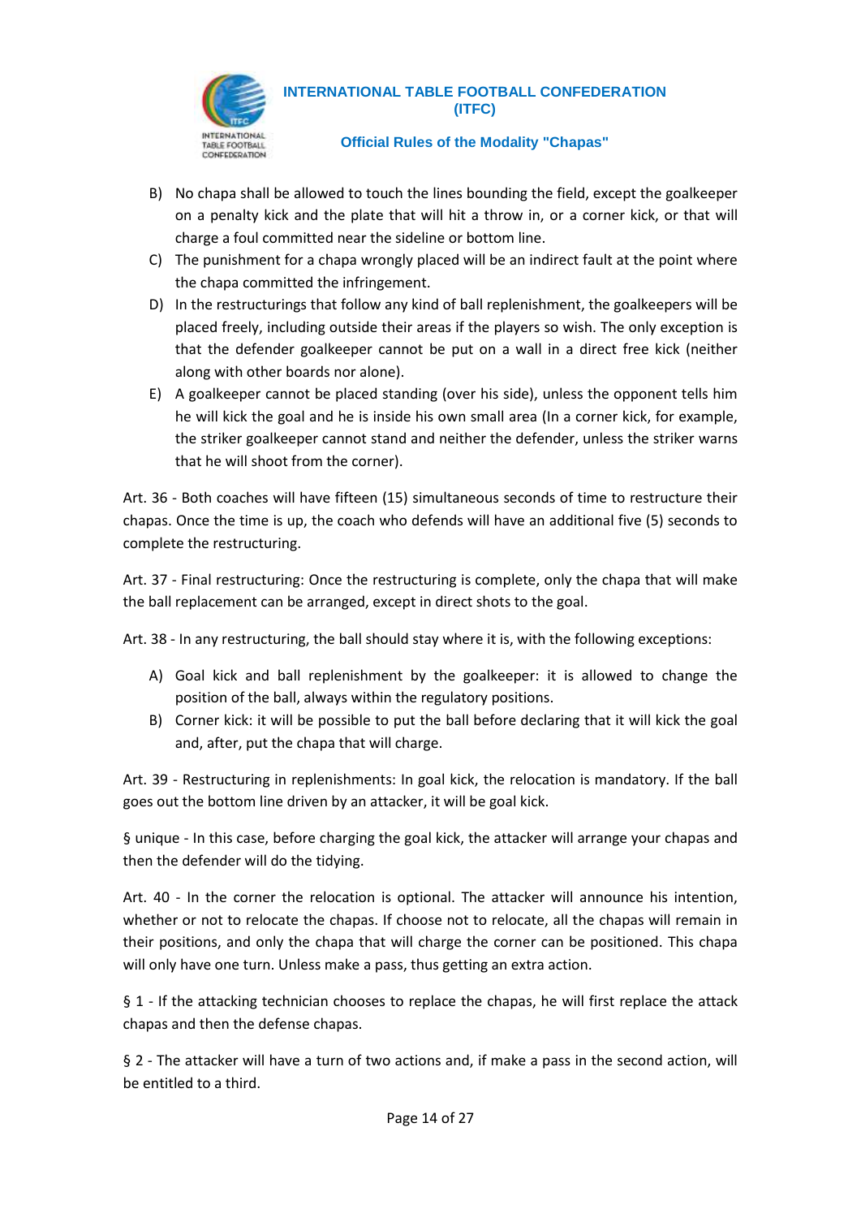B) No chapa shall be allowed to touch the lines bounding the field, except the goalkeeper on a penalty kick and the plate that will hit a throw in, or a corner kick, or that will charge a foul committed near the sideline or bottom line.

C) The punishment for a chapa wrongly placed will be an indirect fault at the point where the chapa committed the infringement.

D) In the restructurings that follow any kind of ball replenishment, the goalkeepers will be placed freely, including outside their areas if the players so wish. The only exception is that the defender goalkeeper cannot be put on a wall in a direct free kick (neither along with other boards nor alone).

E) A goalkeeper cannot be placed standing (over his side), unless the opponent tells him he will kick the goal and he is inside his own small area (In a corner kick, for example, the striker goalkeeper cannot stand and neither the defender, unless the striker warns that he will shoot from the corner).

Art. 36 - Both coaches will have fifteen (15) simultaneous seconds of time to restructure their chapas. Once the time is up, the coach who defends will have an additional five (5) seconds to complete the restructuring.

Art. 37 - Final restructuring: Once the restructuring is complete, only the chapa that will make the ball replacement can be arranged, except in direct shots to the goal.

Art. 38 - In any restructuring, the ball should stay where it is, with the following exceptions:

A) Goal kick and ball replenishment by the goalkeeper: it is allowed to change the position of the ball, always within the regulatory positions.

B) Corner kick: it will be possible to put the ball before declaring that it will kick the goal and, after, put the chapa that will charge.

Art. 39 - Restructuring in replenishments: In goal kick, the relocation is mandatory. If the ball goes out the bottom line driven by an attacker, it will be goal kick.

§ unique - In this case, before charging the goal kick, the attacker will arrange your chapas and then the defender will do the tidying.

Art. 40 - In the corner the relocation is optional. The attacker will announce his intention, whether or not to relocate the chapas. If choose not to relocate, all the chapas will remain in their positions, and only the chapa that will charge the corner can be positioned. This chapa will only have one turn. Unless make a pass, thus getting an extra action.

§ 1 - If the attacking technician chooses to replace the chapas, he will first replace the attack chapas and then the defense chapas.

§ 2 - The attacker will have a turn of two actions and, if make a pass in the second action, will be entitled to a third.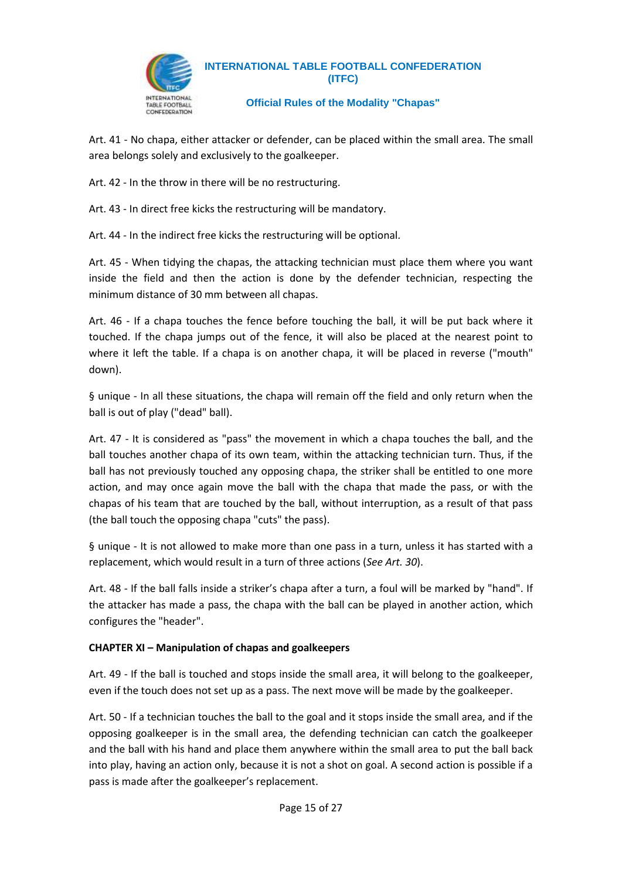Art. 41 - No chapa, either attacker or defender, can be placed within the small area. The small area belongs solely and exclusively to the goalkeeper.

Art. 42 - In the throw in there will be no restructuring.

Art. 43 - In direct free kicks the restructuring will be mandatory.

Art. 44 - In the indirect free kicks the restructuring will be optional.

Art. 45 - When tidying the chapas, the attacking technician must place them where you want inside the field and then the action is done by the defender technician, respecting the minimum distance of 30 mm between all chapas.

Art. 46 - If a chapa touches the fence before touching the ball, it will be put back where it touched. If the chapa jumps out of the fence, it will also be placed at the nearest point to where it left the table. If a chapa is on another chapa, it will be placed in reverse ("mouth" down).

§ unique - In all these situations, the chapa will remain off the field and only return when the ball is out of play ("dead" ball).

Art. 47 - It is considered as "pass" the movement in which a chapa touches the ball, and the ball touches another chapa of its own team, within the attacking technician turn. Thus, if the ball has not previously touched any opposing chapa, the striker shall be entitled to one more action, and may once again move the ball with the chapa that made the pass, or with the chapas of his team that are touched by the ball, without interruption, as a result of that pass (the ball touch the opposing chapa "cuts" the pass).

§ unique - It is not allowed to make more than one pass in a turn, unless it has started with a replacement, which would result in a turn of three actions (*See Art. 30*).

Art. 48 - If the ball falls inside a striker's chapa after a turn, a foul will be marked by "hand". If the attacker has made a pass, the chapa with the ball can be played in another action, which configures the "header".

**CHAPTER XI – Manipulation of chapas and goalkeepers**

Art. 49 - If the ball is touched and stops inside the small area, it will belong to the goalkeeper, even if the touch does not set up as a pass. The next move will be made by the goalkeeper.

Art. 50 - If a technician touches the ball to the goal and it stops inside the small area, and if the opposing goalkeeper is in the small area, the defending technician can catch the goalkeeper and the ball with his hand and place them anywhere within the small area to put the ball back into play, having an action only, because it is not a shot on goal. A second action is possible if a pass is made after the goalkeeper's replacement.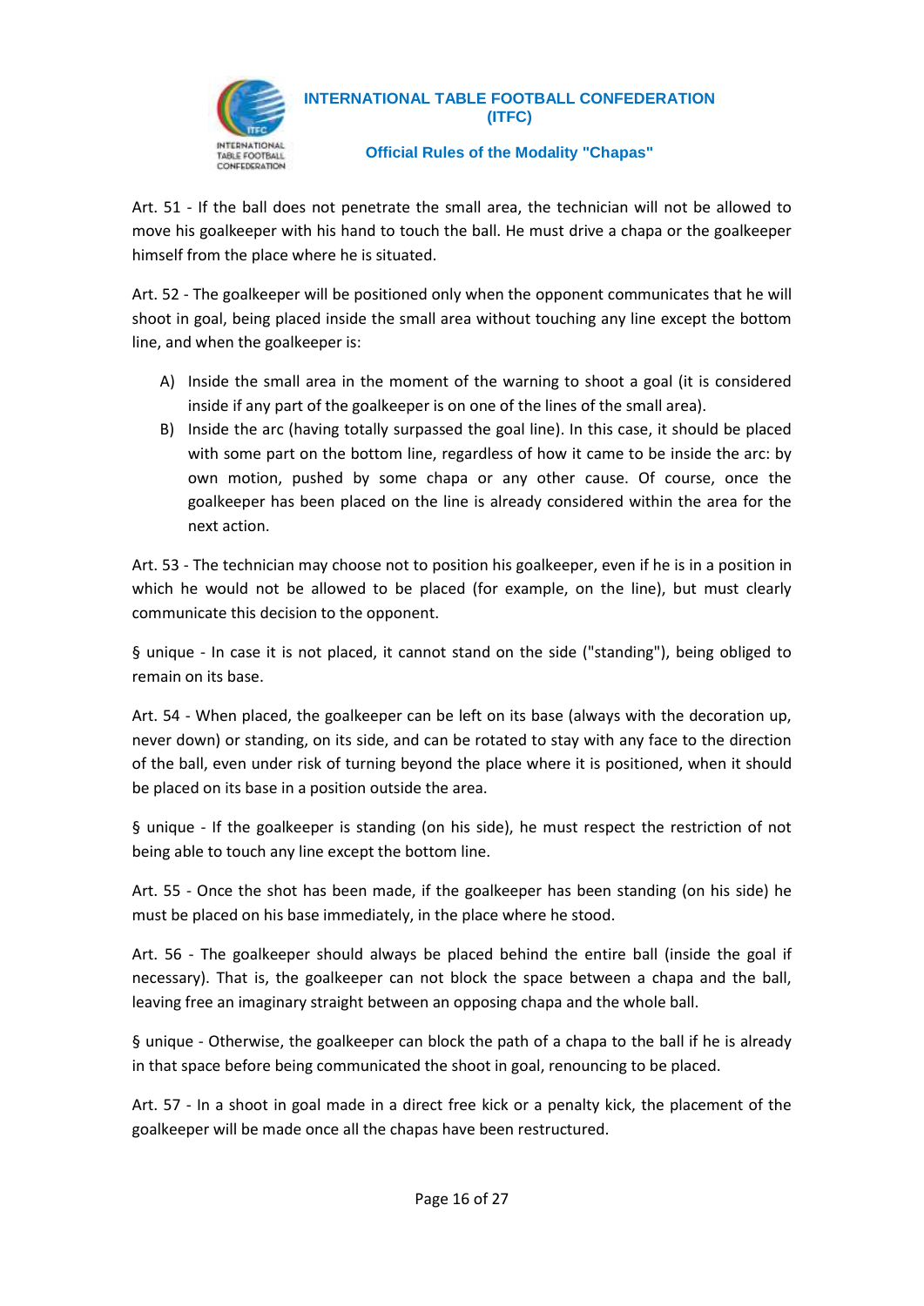Art. 51 - If the ball does not penetrate the small area, the technician will not be allowed to move his goalkeeper with his hand to touch the ball. He must drive a chapa or the goalkeeper himself from the place where he is situated.

Art. 52 - The goalkeeper will be positioned only when the opponent communicates that he will shoot in goal, being placed inside the small area without touching any line except the bottom line, and when the goalkeeper is:

A) Inside the small area in the moment of the warning to shoot a goal (it is considered inside if any part of the goalkeeper is on one of the lines of the small area).
B) Inside the arc (having totally surpassed the goal line). In this case, it should be placed with some part on the bottom line, regardless of how it came to be inside the arc: by own motion, pushed by some chapa or any other cause. Of course, once the goalkeeper has been placed on the line is already considered within the area for the next action.

Art. 53 - The technician may choose not to position his goalkeeper, even if he is in a position in which he would not be allowed to be placed (for example, on the line), but must clearly communicate this decision to the opponent.

§ unique - In case it is not placed, it cannot stand on the side ("standing"), being obliged to remain on its base.

Art. 54 - When placed, the goalkeeper can be left on its base (always with the decoration up, never down) or standing, on its side, and can be rotated to stay with any face to the direction of the ball, even under risk of turning beyond the place where it is positioned, when it should be placed on its base in a position outside the area.

§ unique - If the goalkeeper is standing (on his side), he must respect the restriction of not being able to touch any line except the bottom line.

Art. 55 - Once the shot has been made, if the goalkeeper has been standing (on his side) he must be placed on his base immediately, in the place where he stood.

Art. 56 - The goalkeeper should always be placed behind the entire ball (inside the goal if necessary). That is, the goalkeeper can not block the space between a chapa and the ball, leaving free an imaginary straight between an opposing chapa and the whole ball.

§ unique - Otherwise, the goalkeeper can block the path of a chapa to the ball if he is already in that space before being communicated the shoot in goal, renouncing to be placed.

Art. 57 - In a shoot in goal made in a direct free kick or a penalty kick, the placement of the goalkeeper will be made once all the chapas have been restructured.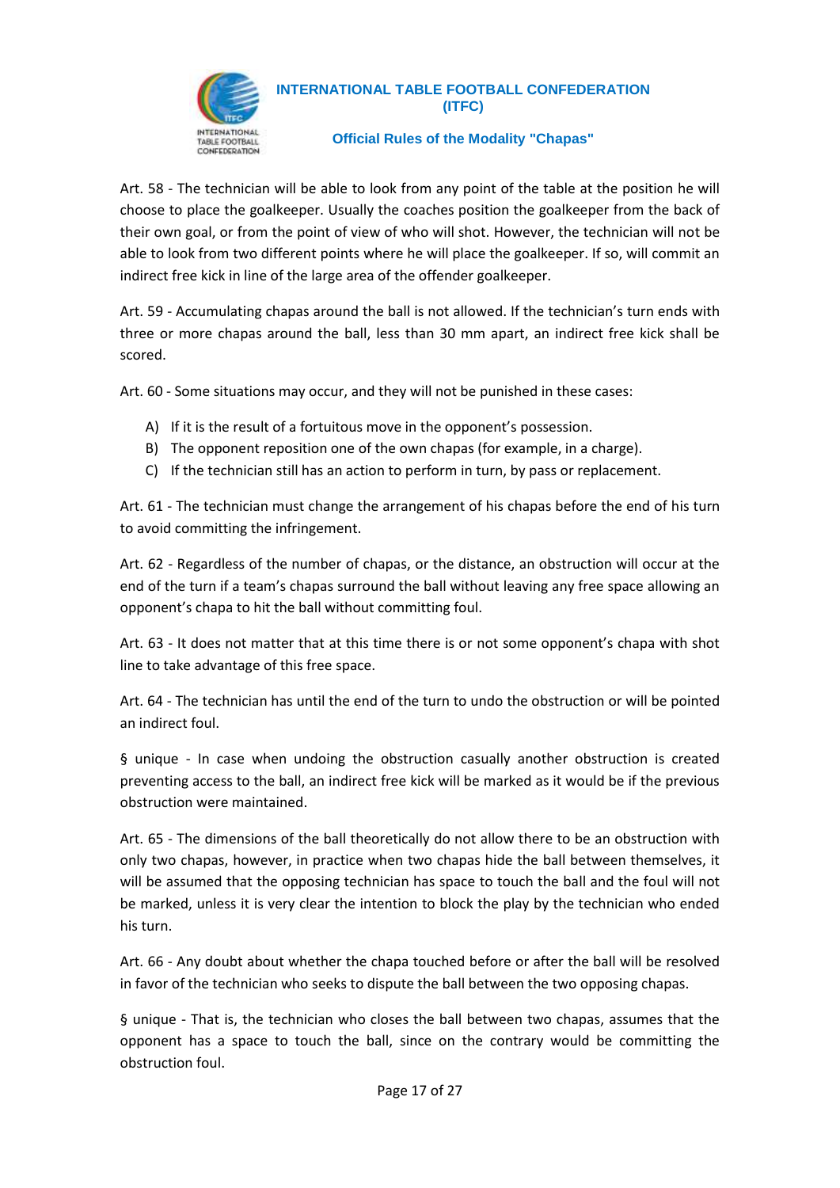Art. 58 - The technician will be able to look from any point of the table at the position he will choose to place the goalkeeper. Usually the coaches position the goalkeeper from the back of their own goal, or from the point of view of who will shot. However, the technician will not be able to look from two different points where he will place the goalkeeper. If so, will commit an indirect free kick in line of the large area of the offender goalkeeper.

Art. 59 - Accumulating chapas around the ball is not allowed. If the technician's turn ends with three or more chapas around the ball, less than 30 mm apart, an indirect free kick shall be scored.

Art. 60 - Some situations may occur, and they will not be punished in these cases:

A) If it is the result of a fortuitous move in the opponent's possession.
B) The opponent reposition one of the own chapas (for example, in a charge).
C) If the technician still has an action to perform in turn, by pass or replacement.

Art. 61 - The technician must change the arrangement of his chapas before the end of his turn to avoid committing the infringement.

Art. 62 - Regardless of the number of chapas, or the distance, an obstruction will occur at the end of the turn if a team's chapas surround the ball without leaving any free space allowing an opponent's chapa to hit the ball without committing foul.

Art. 63 - It does not matter that at this time there is or not some opponent's chapa with shot line to take advantage of this free space.

Art. 64 - The technician has until the end of the turn to undo the obstruction or will be pointed an indirect foul.

§ unique - In case when undoing the obstruction casually another obstruction is created preventing access to the ball, an indirect free kick will be marked as it would be if the previous obstruction were maintained.

Art. 65 - The dimensions of the ball theoretically do not allow there to be an obstruction with only two chapas, however, in practice when two chapas hide the ball between themselves, it will be assumed that the opposing technician has space to touch the ball and the foul will not be marked, unless it is very clear the intention to block the play by the technician who ended his turn.

Art. 66 - Any doubt about whether the chapa touched before or after the ball will be resolved in favor of the technician who seeks to dispute the ball between the two opposing chapas.

§ unique - That is, the technician who closes the ball between two chapas, assumes that the opponent has a space to touch the ball, since on the contrary would be committing the obstruction foul.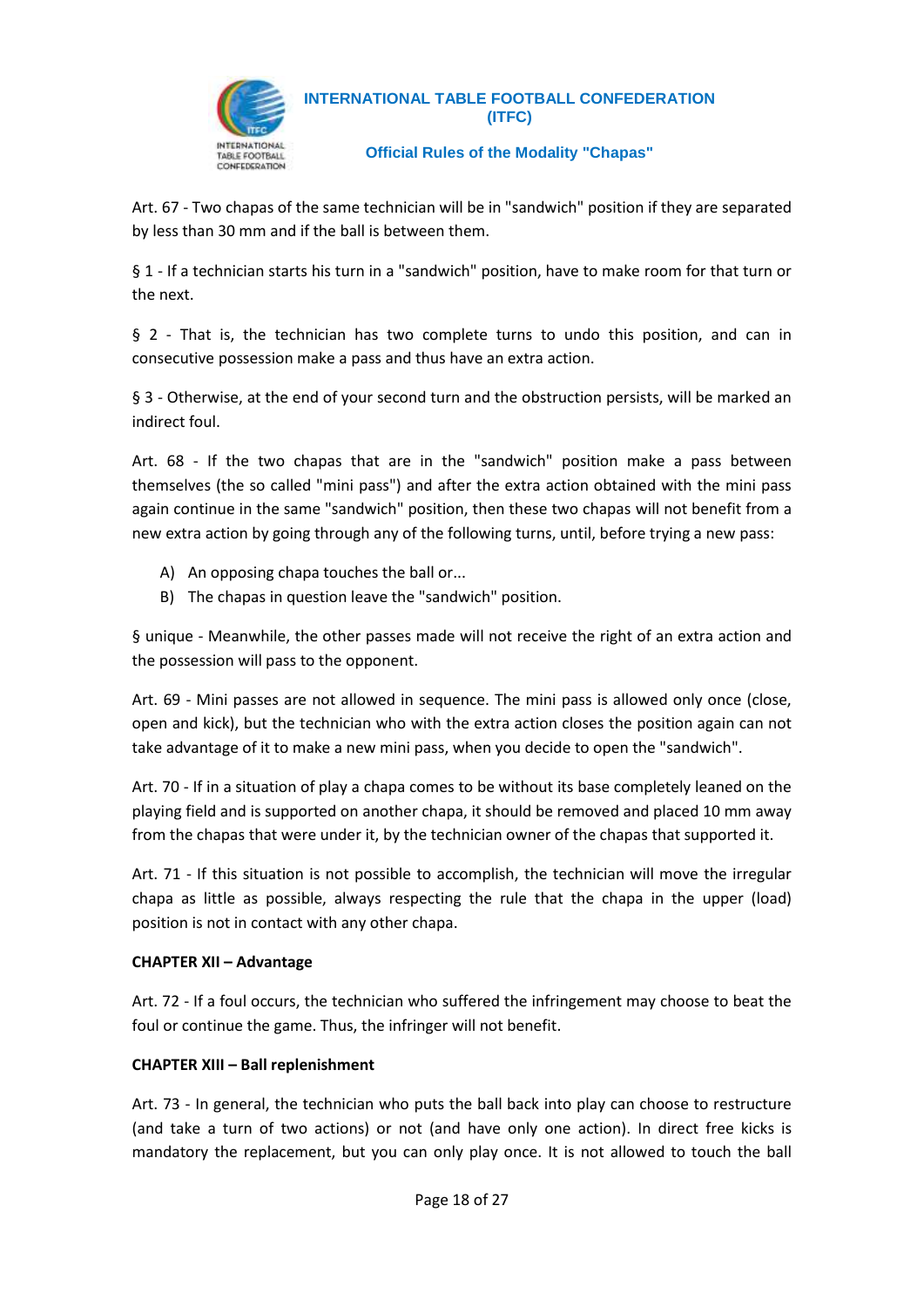Art. 67 - Two chapas of the same technician will be in "sandwich" position if they are separated by less than 30 mm and if the ball is between them.

§ 1 - If a technician starts his turn in a "sandwich" position, have to make room for that turn or the next.

§ 2 - That is, the technician has two complete turns to undo this position, and can in consecutive possession make a pass and thus have an extra action.

§ 3 - Otherwise, at the end of your second turn and the obstruction persists, will be marked an indirect foul.

Art. 68 - If the two chapas that are in the "sandwich" position make a pass between themselves (the so called "mini pass") and after the extra action obtained with the mini pass again continue in the same "sandwich" position, then these two chapas will not benefit from a new extra action by going through any of the following turns, until, before trying a new pass:

A) An opposing chapa touches the ball or...
B) The chapas in question leave the "sandwich" position.

§ unique - Meanwhile, the other passes made will not receive the right of an extra action and the possession will pass to the opponent.

Art. 69 - Mini passes are not allowed in sequence. The mini pass is allowed only once (close, open and kick), but the technician who with the extra action closes the position again can not take advantage of it to make a new mini pass, when you decide to open the "sandwich".

Art. 70 - If in a situation of play a chapa comes to be without its base completely leaned on the playing field and is supported on another chapa, it should be removed and placed 10 mm away from the chapas that were under it, by the technician owner of the chapas that supported it.

Art. 71 - If this situation is not possible to accomplish, the technician will move the irregular chapa as little as possible, always respecting the rule that the chapa in the upper (load) position is not in contact with any other chapa.

**CHAPTER XII – Advantage**

Art. 72 - If a foul occurs, the technician who suffered the infringement may choose to beat the foul or continue the game. Thus, the infringer will not benefit.

**CHAPTER XIII – Ball replenishment**

Art. 73 - In general, the technician who puts the ball back into play can choose to restructure (and take a turn of two actions) or not (and have only one action). In direct free kicks is mandatory the replacement, but you can only play once. It is not allowed to touch the ball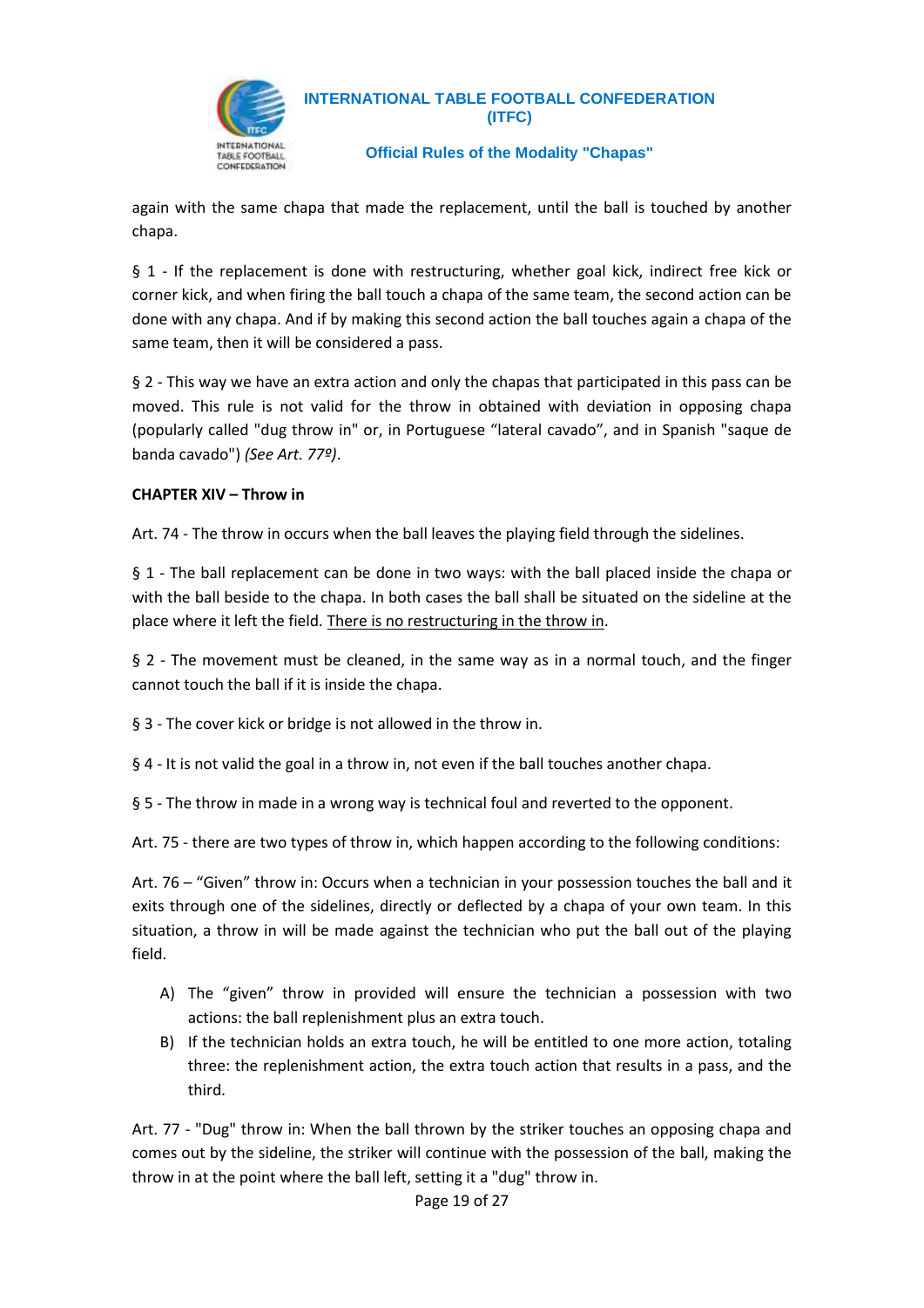again with the same chapa that made the replacement, until the ball is touched by another chapa.

§ 1 - If the replacement is done with restructuring, whether goal kick, indirect free kick or corner kick, and when firing the ball touch a chapa of the same team, the second action can be done with any chapa. And if by making this second action the ball touches again a chapa of the same team, then it will be considered a pass.

§ 2 - This way we have an extra action and only the chapas that participated in this pass can be moved. This rule is not valid for the throw in obtained with deviation in opposing chapa (popularly called "dug throw in" or, in Portuguese “lateral cavado”, and in Spanish "saque de banda cavado") *(See Art. 77º)*.

**CHAPTER XIV – Throw in**

Art. 74 - The throw in occurs when the ball leaves the playing field through the sidelines.

§ 1 - The ball replacement can be done in two ways: with the ball placed inside the chapa or with the ball beside to the chapa. In both cases the ball shall be situated on the sideline at the place where it left the field. <u>There is no restructuring in the throw in</u>.

§ 2 - The movement must be cleaned, in the same way as in a normal touch, and the finger cannot touch the ball if it is inside the chapa.

§ 3 - The cover kick or bridge is not allowed in the throw in.

§ 4 - It is not valid the goal in a throw in, not even if the ball touches another chapa.

§ 5 - The throw in made in a wrong way is technical foul and reverted to the opponent.

Art. 75 - there are two types of throw in, which happen according to the following conditions:

Art. 76 – “Given” throw in: Occurs when a technician in your possession touches the ball and it exits through one of the sidelines, directly or deflected by a chapa of your own team. In this situation, a throw in will be made against the technician who put the ball out of the playing field.

A) The “given” throw in provided will ensure the technician a possession with two actions: the ball replenishment plus an extra touch.
B) If the technician holds an extra touch, he will be entitled to one more action, totaling three: the replenishment action, the extra touch action that results in a pass, and the third.

Art. 77 - "Dug" throw in: When the ball thrown by the striker touches an opposing chapa and comes out by the sideline, the striker will continue with the possession of the ball, making the throw in at the point where the ball left, setting it a "dug" throw in.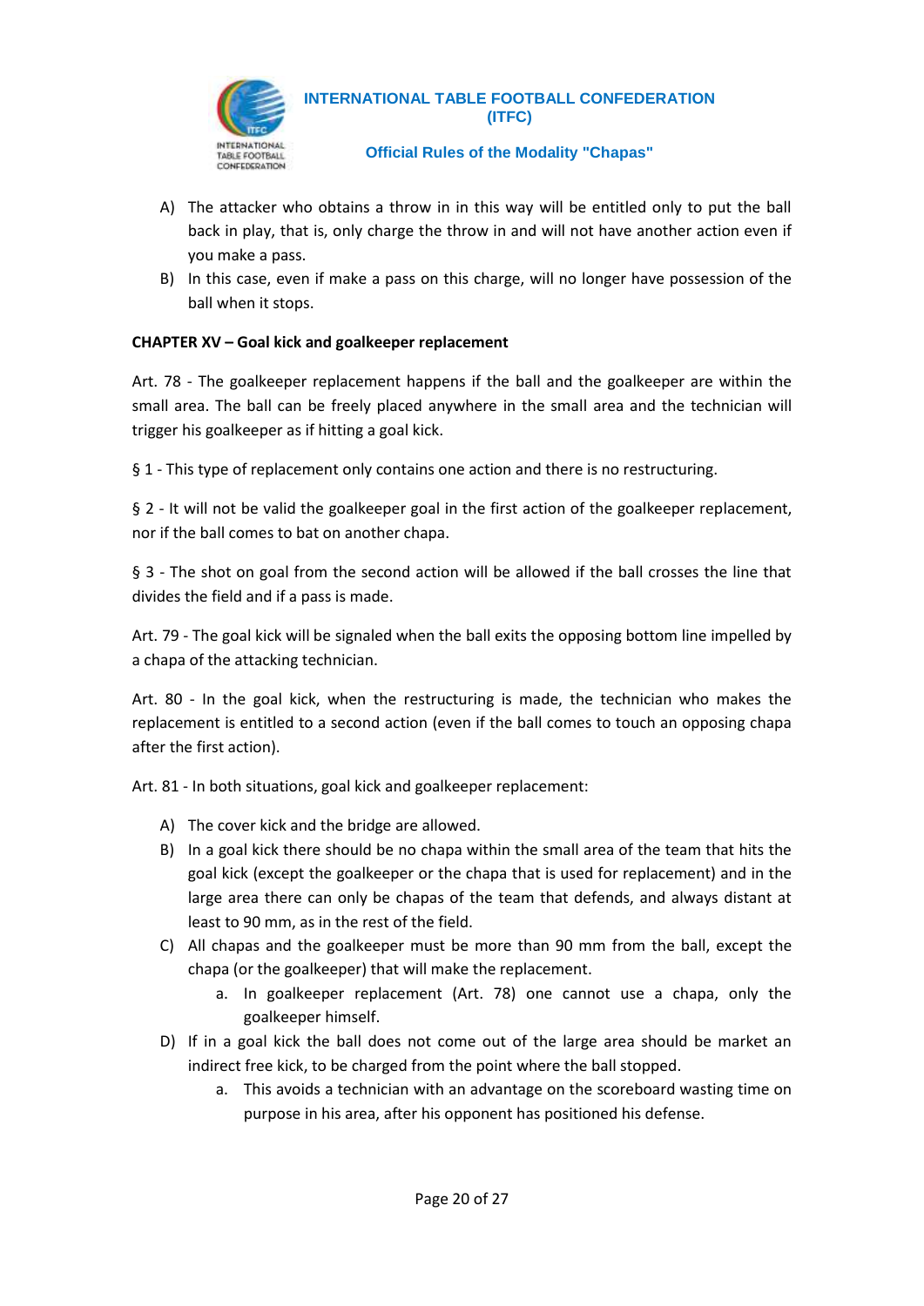A) The attacker who obtains a throw in in this way will be entitled only to put the ball back in play, that is, only charge the throw in and will not have another action even if you make a pass.

B) In this case, even if make a pass on this charge, will no longer have possession of the ball when it stops.

**CHAPTER XV – Goal kick and goalkeeper replacement**

Art. 78 - The goalkeeper replacement happens if the ball and the goalkeeper are within the small area. The ball can be freely placed anywhere in the small area and the technician will trigger his goalkeeper as if hitting a goal kick.

§ 1 - This type of replacement only contains one action and there is no restructuring.

§ 2 - It will not be valid the goalkeeper goal in the first action of the goalkeeper replacement, nor if the ball comes to bat on another chapa.

§ 3 - The shot on goal from the second action will be allowed if the ball crosses the line that divides the field and if a pass is made.

Art. 79 - The goal kick will be signaled when the ball exits the opposing bottom line impelled by a chapa of the attacking technician.

Art. 80 - In the goal kick, when the restructuring is made, the technician who makes the replacement is entitled to a second action (even if the ball comes to touch an opposing chapa after the first action).

Art. 81 - In both situations, goal kick and goalkeeper replacement:

A) The cover kick and the bridge are allowed.

B) In a goal kick there should be no chapa within the small area of the team that hits the goal kick (except the goalkeeper or the chapa that is used for replacement) and in the large area there can only be chapas of the team that defends, and always distant at least to 90 mm, as in the rest of the field.

C) All chapas and the goalkeeper must be more than 90 mm from the ball, except the chapa (or the goalkeeper) that will make the replacement.
    a. In goalkeeper replacement (Art. 78) one cannot use a chapa, only the goalkeeper himself.

D) If in a goal kick the ball does not come out of the large area should be market an indirect free kick, to be charged from the point where the ball stopped.
    a. This avoids a technician with an advantage on the scoreboard wasting time on purpose in his area, after his opponent has positioned his defense.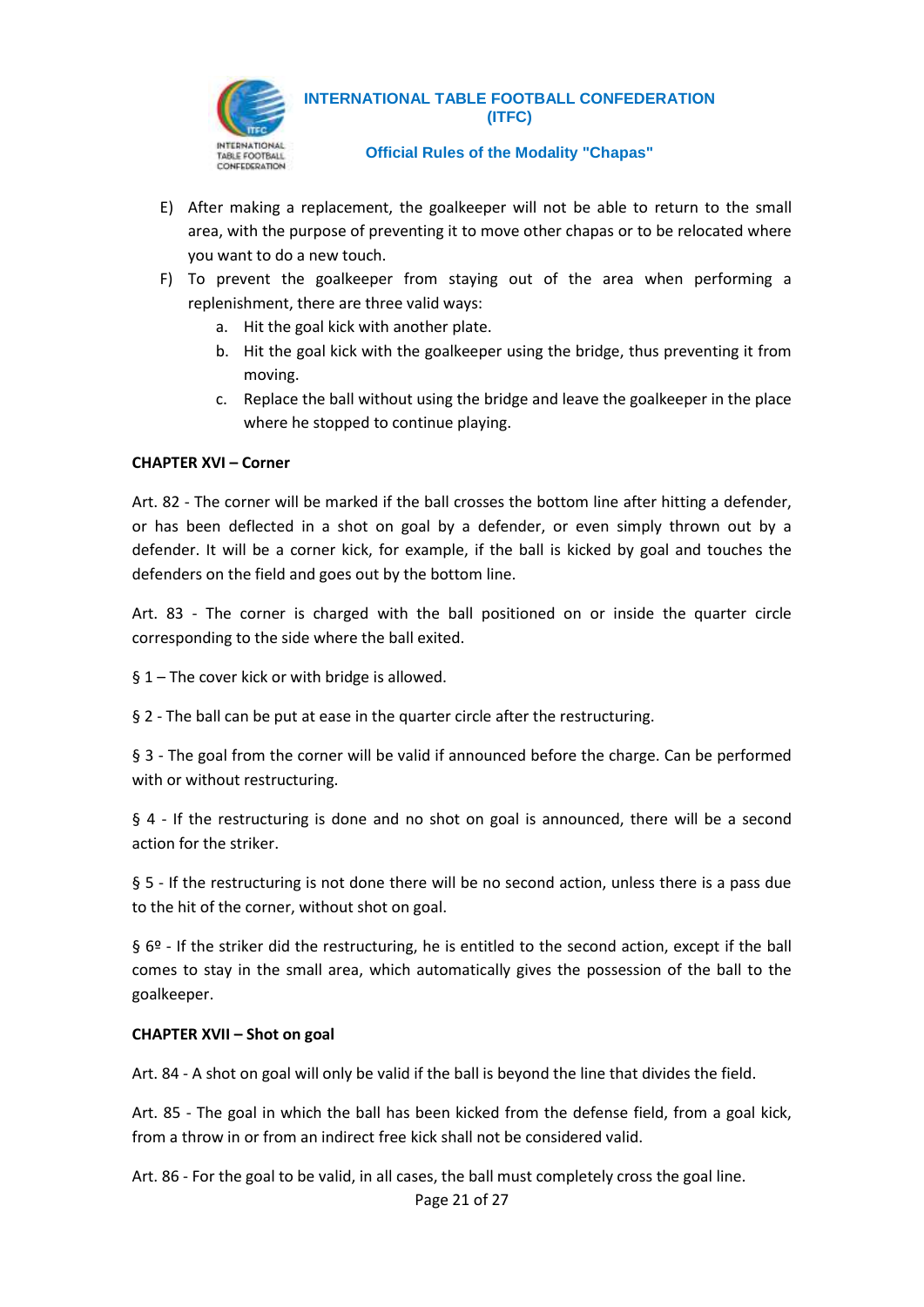E) After making a replacement, the goalkeeper will not be able to return to the small area, with the purpose of preventing it to move other chapas or to be relocated where you want to do a new touch.

F) To prevent the goalkeeper from staying out of the area when performing a replenishment, there are three valid ways:

   a. Hit the goal kick with another plate.
   b. Hit the goal kick with the goalkeeper using the bridge, thus preventing it from moving.
   c. Replace the ball without using the bridge and leave the goalkeeper in the place where he stopped to continue playing.

**CHAPTER XVI – Corner**

Art. 82 - The corner will be marked if the ball crosses the bottom line after hitting a defender, or has been deflected in a shot on goal by a defender, or even simply thrown out by a defender. It will be a corner kick, for example, if the ball is kicked by goal and touches the defenders on the field and goes out by the bottom line.

Art. 83 - The corner is charged with the ball positioned on or inside the quarter circle corresponding to the side where the ball exited.

§ 1 – The cover kick or with bridge is allowed.

§ 2 - The ball can be put at ease in the quarter circle after the restructuring.

§ 3 - The goal from the corner will be valid if announced before the charge. Can be performed with or without restructuring.

§ 4 - If the restructuring is done and no shot on goal is announced, there will be a second action for the striker.

§ 5 - If the restructuring is not done there will be no second action, unless there is a pass due to the hit of the corner, without shot on goal.

§ 6º - If the striker did the restructuring, he is entitled to the second action, except if the ball comes to stay in the small area, which automatically gives the possession of the ball to the goalkeeper.

**CHAPTER XVII – Shot on goal**

Art. 84 - A shot on goal will only be valid if the ball is beyond the line that divides the field.

Art. 85 - The goal in which the ball has been kicked from the defense field, from a goal kick, from a throw in or from an indirect free kick shall not be considered valid.

Art. 86 - For the goal to be valid, in all cases, the ball must completely cross the goal line.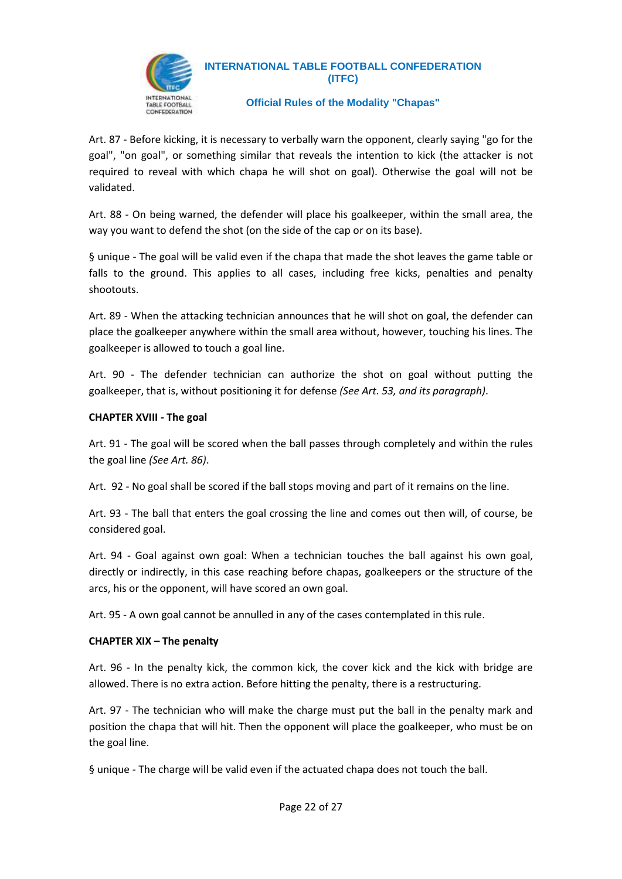Art. 87 - Before kicking, it is necessary to verbally warn the opponent, clearly saying "go for the goal", "on goal", or something similar that reveals the intention to kick (the attacker is not required to reveal with which chapa he will shot on goal). Otherwise the goal will not be validated.

Art. 88 - On being warned, the defender will place his goalkeeper, within the small area, the way you want to defend the shot (on the side of the cap or on its base).

§ unique - The goal will be valid even if the chapa that made the shot leaves the game table or falls to the ground. This applies to all cases, including free kicks, penalties and penalty shootouts.

Art. 89 - When the attacking technician announces that he will shot on goal, the defender can place the goalkeeper anywhere within the small area without, however, touching his lines. The goalkeeper is allowed to touch a goal line.

Art. 90 - The defender technician can authorize the shot on goal without putting the goalkeeper, that is, without positioning it for defense *(See Art. 53, and its paragraph)*.

**CHAPTER XVIII - The goal**

Art. 91 - The goal will be scored when the ball passes through completely and within the rules the goal line *(See Art. 86)*.

Art. 92 - No goal shall be scored if the ball stops moving and part of it remains on the line.

Art. 93 - The ball that enters the goal crossing the line and comes out then will, of course, be considered goal.

Art. 94 - Goal against own goal: When a technician touches the ball against his own goal, directly or indirectly, in this case reaching before chapas, goalkeepers or the structure of the arcs, his or the opponent, will have scored an own goal.

Art. 95 - A own goal cannot be annulled in any of the cases contemplated in this rule.

**CHAPTER XIX – The penalty**

Art. 96 - In the penalty kick, the common kick, the cover kick and the kick with bridge are allowed. There is no extra action. Before hitting the penalty, there is a restructuring.

Art. 97 - The technician who will make the charge must put the ball in the penalty mark and position the chapa that will hit. Then the opponent will place the goalkeeper, who must be on the goal line.

§ unique - The charge will be valid even if the actuated chapa does not touch the ball.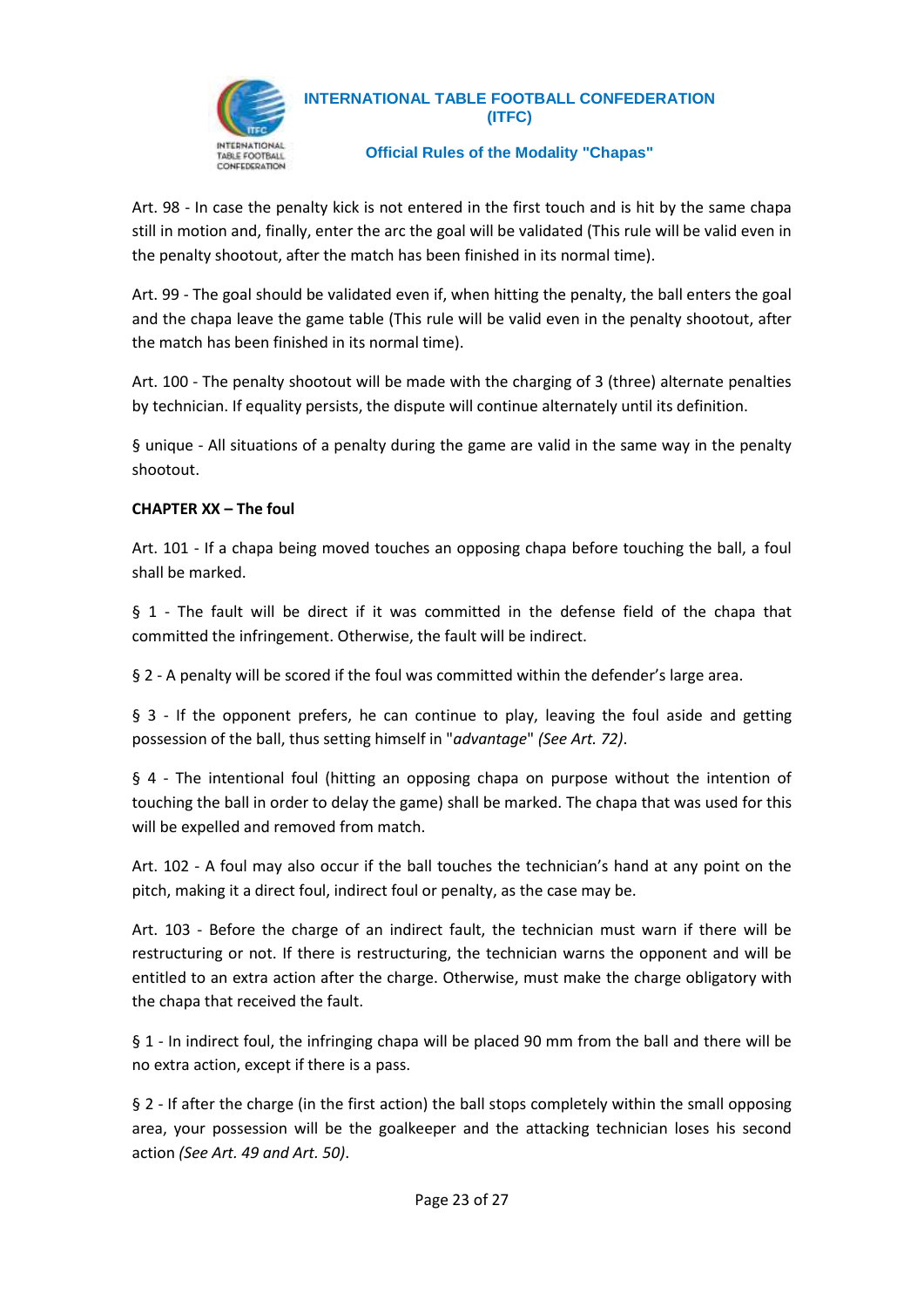Art. 98 - In case the penalty kick is not entered in the first touch and is hit by the same chapa still in motion and, finally, enter the arc the goal will be validated (This rule will be valid even in the penalty shootout, after the match has been finished in its normal time).

Art. 99 - The goal should be validated even if, when hitting the penalty, the ball enters the goal and the chapa leave the game table (This rule will be valid even in the penalty shootout, after the match has been finished in its normal time).

Art. 100 - The penalty shootout will be made with the charging of 3 (three) alternate penalties by technician. If equality persists, the dispute will continue alternately until its definition.

§ unique - All situations of a penalty during the game are valid in the same way in the penalty shootout.

**CHAPTER XX – The foul**

Art. 101 - If a chapa being moved touches an opposing chapa before touching the ball, a foul shall be marked.

§ 1 - The fault will be direct if it was committed in the defense field of the chapa that committed the infringement. Otherwise, the fault will be indirect.

§ 2 - A penalty will be scored if the foul was committed within the defender's large area.

§ 3 - If the opponent prefers, he can continue to play, leaving the foul aside and getting possession of the ball, thus setting himself in "*advantage*" *(See Art. 72)*.

§ 4 - The intentional foul (hitting an opposing chapa on purpose without the intention of touching the ball in order to delay the game) shall be marked. The chapa that was used for this will be expelled and removed from match.

Art. 102 - A foul may also occur if the ball touches the technician's hand at any point on the pitch, making it a direct foul, indirect foul or penalty, as the case may be.

Art. 103 - Before the charge of an indirect fault, the technician must warn if there will be restructuring or not. If there is restructuring, the technician warns the opponent and will be entitled to an extra action after the charge. Otherwise, must make the charge obligatory with the chapa that received the fault.

§ 1 - In indirect foul, the infringing chapa will be placed 90 mm from the ball and there will be no extra action, except if there is a pass.

§ 2 - If after the charge (in the first action) the ball stops completely within the small opposing area, your possession will be the goalkeeper and the attacking technician loses his second action *(See Art. 49 and Art. 50)*.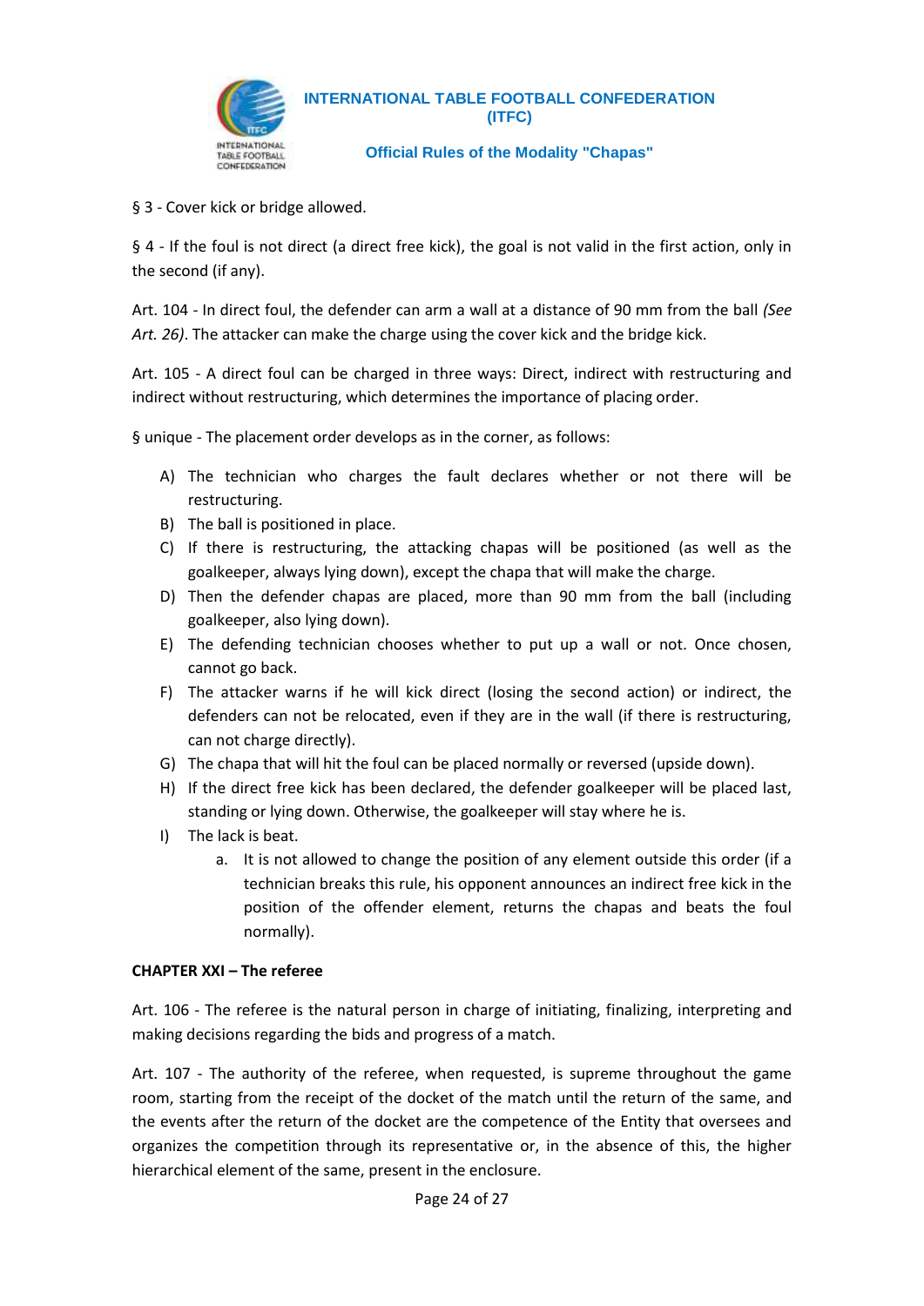§ 3 - Cover kick or bridge allowed.

§ 4 - If the foul is not direct (a direct free kick), the goal is not valid in the first action, only in the second (if any).

Art. 104 - In direct foul, the defender can arm a wall at a distance of 90 mm from the ball *(See Art. 26)*. The attacker can make the charge using the cover kick and the bridge kick.

Art. 105 - A direct foul can be charged in three ways: Direct, indirect with restructuring and indirect without restructuring, which determines the importance of placing order.

§ unique - The placement order develops as in the corner, as follows:

A) The technician who charges the fault declares whether or not there will be restructuring.
B) The ball is positioned in place.
C) If there is restructuring, the attacking chapas will be positioned (as well as the goalkeeper, always lying down), except the chapa that will make the charge.
D) Then the defender chapas are placed, more than 90 mm from the ball (including goalkeeper, also lying down).
E) The defending technician chooses whether to put up a wall or not. Once chosen, cannot go back.
F) The attacker warns if he will kick direct (losing the second action) or indirect, the defenders can not be relocated, even if they are in the wall (if there is restructuring, can not charge directly).
G) The chapa that will hit the foul can be placed normally or reversed (upside down).
H) If the direct free kick has been declared, the defender goalkeeper will be placed last, standing or lying down. Otherwise, the goalkeeper will stay where he is.
I) The lack is beat.
    a. It is not allowed to change the position of any element outside this order (if a technician breaks this rule, his opponent announces an indirect free kick in the position of the offender element, returns the chapas and beats the foul normally).

**CHAPTER XXI – The referee**

Art. 106 - The referee is the natural person in charge of initiating, finalizing, interpreting and making decisions regarding the bids and progress of a match.

Art. 107 - The authority of the referee, when requested, is supreme throughout the game room, starting from the receipt of the docket of the match until the return of the same, and the events after the return of the docket are the competence of the Entity that oversees and organizes the competition through its representative or, in the absence of this, the higher hierarchical element of the same, present in the enclosure.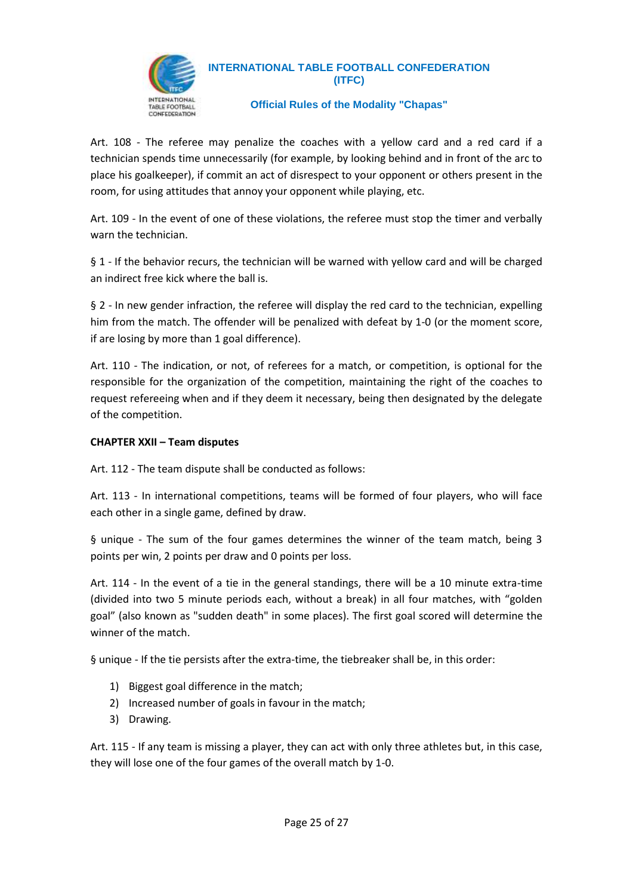Art. 108 - The referee may penalize the coaches with a yellow card and a red card if a technician spends time unnecessarily (for example, by looking behind and in front of the arc to place his goalkeeper), if commit an act of disrespect to your opponent or others present in the room, for using attitudes that annoy your opponent while playing, etc.

Art. 109 - In the event of one of these violations, the referee must stop the timer and verbally warn the technician.

§ 1 - If the behavior recurs, the technician will be warned with yellow card and will be charged an indirect free kick where the ball is.

§ 2 - In new gender infraction, the referee will display the red card to the technician, expelling him from the match. The offender will be penalized with defeat by 1-0 (or the moment score, if are losing by more than 1 goal difference).

Art. 110 - The indication, or not, of referees for a match, or competition, is optional for the responsible for the organization of the competition, maintaining the right of the coaches to request refereeing when and if they deem it necessary, being then designated by the delegate of the competition.

**CHAPTER XXII – Team disputes**

Art. 112 - The team dispute shall be conducted as follows:

Art. 113 - In international competitions, teams will be formed of four players, who will face each other in a single game, defined by draw.

§ unique - The sum of the four games determines the winner of the team match, being 3 points per win, 2 points per draw and 0 points per loss.

Art. 114 - In the event of a tie in the general standings, there will be a 10 minute extra-time (divided into two 5 minute periods each, without a break) in all four matches, with "golden goal" (also known as "sudden death" in some places). The first goal scored will determine the winner of the match.

§ unique - If the tie persists after the extra-time, the tiebreaker shall be, in this order:

1) Biggest goal difference in the match;
2) Increased number of goals in favour in the match;
3) Drawing.

Art. 115 - If any team is missing a player, they can act with only three athletes but, in this case, they will lose one of the four games of the overall match by 1-0.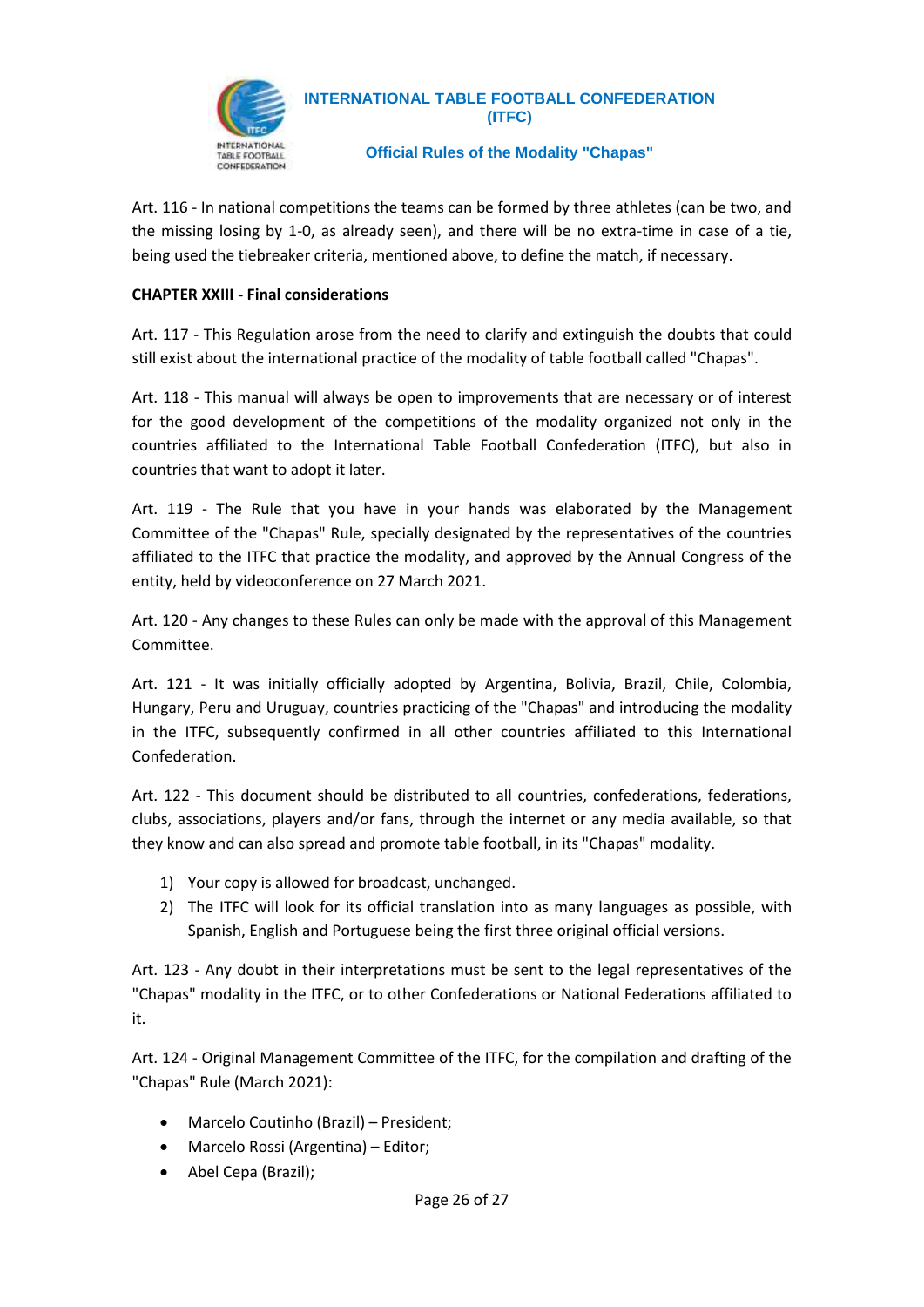Art. 116 - In national competitions the teams can be formed by three athletes (can be two, and the missing losing by 1-0, as already seen), and there will be no extra-time in case of a tie, being used the tiebreaker criteria, mentioned above, to define the match, if necessary.

**CHAPTER XXIII - Final considerations**

Art. 117 - This Regulation arose from the need to clarify and extinguish the doubts that could still exist about the international practice of the modality of table football called "Chapas".

Art. 118 - This manual will always be open to improvements that are necessary or of interest for the good development of the competitions of the modality organized not only in the countries affiliated to the International Table Football Confederation (ITFC), but also in countries that want to adopt it later.

Art. 119 - The Rule that you have in your hands was elaborated by the Management Committee of the "Chapas" Rule, specially designated by the representatives of the countries affiliated to the ITFC that practice the modality, and approved by the Annual Congress of the entity, held by videoconference on 27 March 2021.

Art. 120 - Any changes to these Rules can only be made with the approval of this Management Committee.

Art. 121 - It was initially officially adopted by Argentina, Bolivia, Brazil, Chile, Colombia, Hungary, Peru and Uruguay, countries practicing of the "Chapas" and introducing the modality in the ITFC, subsequently confirmed in all other countries affiliated to this International Confederation.

Art. 122 - This document should be distributed to all countries, confederations, federations, clubs, associations, players and/or fans, through the internet or any media available, so that they know and can also spread and promote table football, in its "Chapas" modality.

1) Your copy is allowed for broadcast, unchanged.
2) The ITFC will look for its official translation into as many languages as possible, with Spanish, English and Portuguese being the first three original official versions.

Art. 123 - Any doubt in their interpretations must be sent to the legal representatives of the "Chapas" modality in the ITFC, or to other Confederations or National Federations affiliated to it.

Art. 124 - Original Management Committee of the ITFC, for the compilation and drafting of the "Chapas" Rule (March 2021):

- Marcelo Coutinho (Brazil) – President;
- Marcelo Rossi (Argentina) – Editor;
- Abel Cepa (Brazil);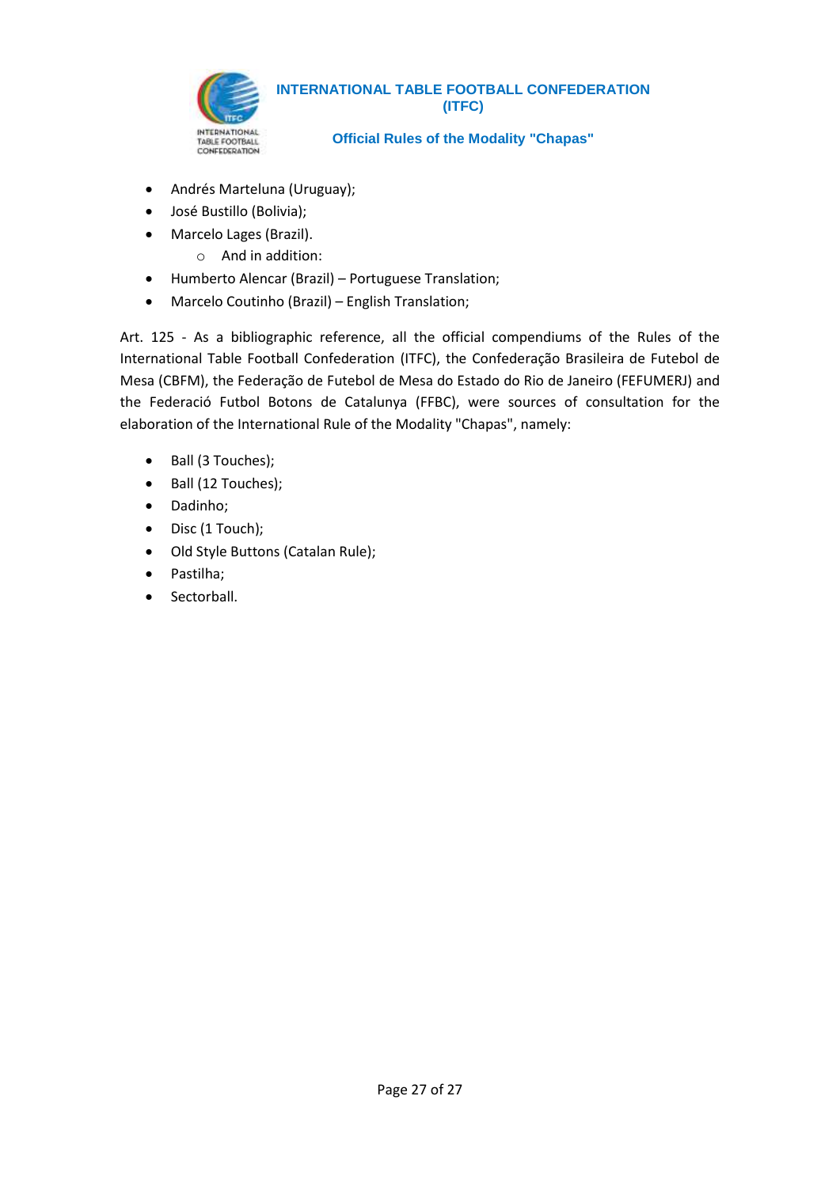- Andrés Marteluna (Uruguay);
- José Bustillo (Bolivia);
- Marcelo Lages (Brazil).
    - And in addition:
- Humberto Alencar (Brazil) – Portuguese Translation;
- Marcelo Coutinho (Brazil) – English Translation;

Art. 125 - As a bibliographic reference, all the official compendiums of the Rules of the International Table Football Confederation (ITFC), the Confederação Brasileira de Futebol de Mesa (CBFM), the Federação de Futebol de Mesa do Estado do Rio de Janeiro (FEFUMERJ) and the Federació Futbol Botons de Catalunya (FFBC), were sources of consultation for the elaboration of the International Rule of the Modality "Chapas", namely:

- Ball (3 Touches);
- Ball (12 Touches);
- Dadinho;
- Disc (1 Touch);
- Old Style Buttons (Catalan Rule);
- Pastilha;
- Sectorball.